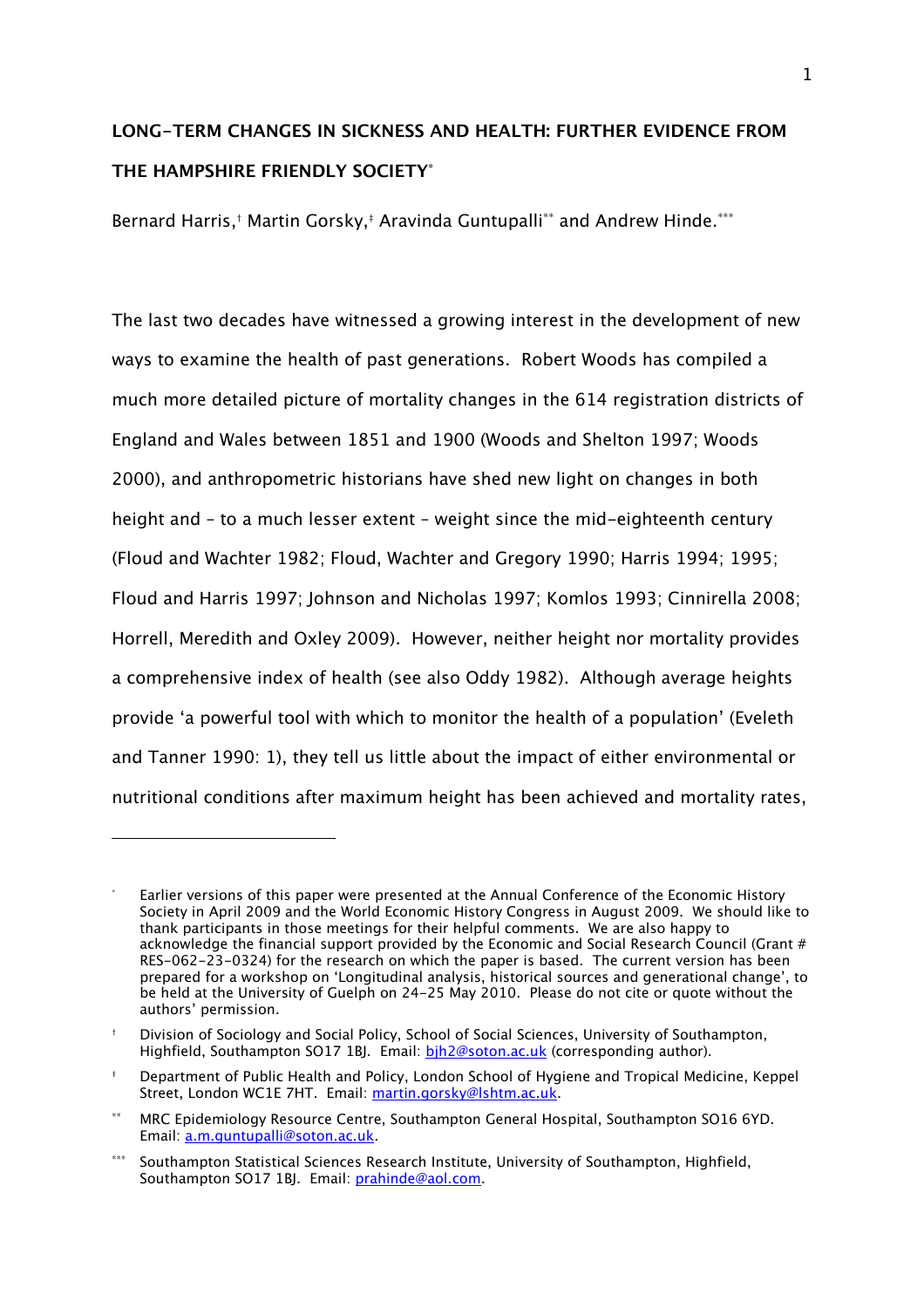# LONG-TERM CHANGES IN SICKNESS AND HEALTH: FURTHER EVIDENCE FROM THE HAMPSHIRE FRIENDLY SOCIETY[*]

Bernard Harris,[†] Martin Gorsky,[‡] Aravinda Guntupalli[**] and Andrew Hinde.[***]

The last two decades have witnessed a growing interest in the development of new ways to examine the health of past generations. Robert Woods has compiled a much more detailed picture of mortality changes in the 614 registration districts of England and Wales between 1851 and 1900 (Woods and Shelton 1997; Woods 2000), and anthropometric historians have shed new light on changes in both height and – to a much lesser extent – weight since the mid-eighteenth century (Floud and Wachter 1982; Floud, Wachter and Gregory 1990; Harris 1994; 1995; Floud and Harris 1997; Johnson and Nicholas 1997; Komlos 1993; Cinnirella 2008; Horrell, Meredith and Oxley 2009). However, neither height nor mortality provides a comprehensive index of health (see also Oddy 1982). Although average heights provide 'a powerful tool with which to monitor the health of a population' (Eveleth and Tanner 1990: 1), they tell us little about the impact of either environmental or nutritional conditions after maximum height has been achieved and mortality rates,

---

[*] Earlier versions of this paper were presented at the Annual Conference of the Economic History Society in April 2009 and the World Economic History Congress in August 2009. We should like to thank participants in those meetings for their helpful comments. We are also happy to acknowledge the financial support provided by the Economic and Social Research Council (Grant # RES-062-23-0324) for the research on which the paper is based. The current version has been prepared for a workshop on 'Longitudinal analysis, historical sources and generational change', to be held at the University of Guelph on 24-25 May 2010. Please do not cite or quote without the authors' permission.

[†] Division of Sociology and Social Policy, School of Social Sciences, University of Southampton, Highfield, Southampton SO17 1BJ. Email: bjh2@soton.ac.uk (corresponding author).

[‡] Department of Public Health and Policy, London School of Hygiene and Tropical Medicine, Keppel Street, London WC1E 7HT. Email: martin.gorsky@lshtm.ac.uk.

[**] MRC Epidemiology Resource Centre, Southampton General Hospital, Southampton SO16 6YD. Email: a.m.guntupalli@soton.ac.uk.

[***] Southampton Statistical Sciences Research Institute, University of Southampton, Highfield, Southampton SO17 1BJ. Email: prahinde@aol.com.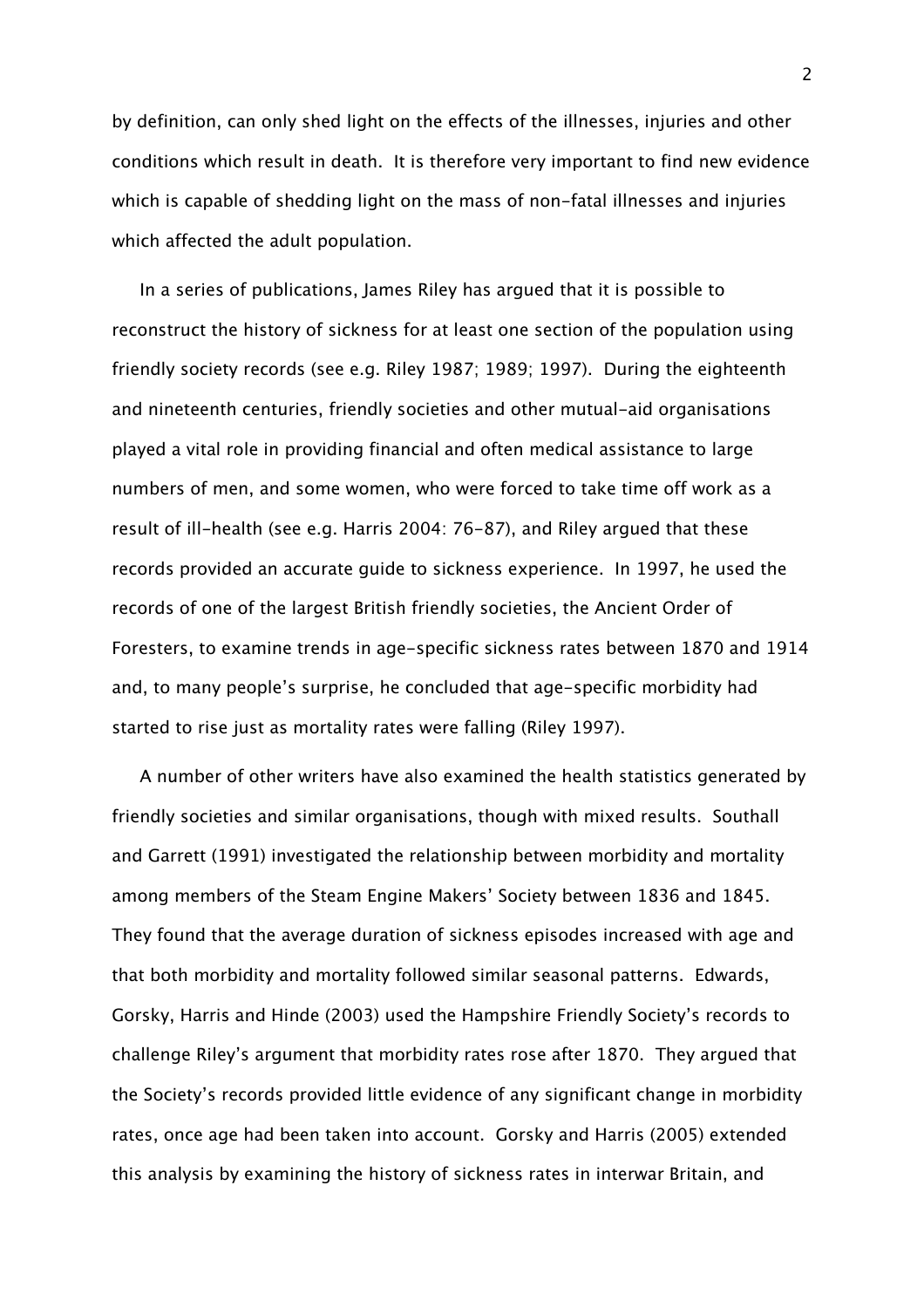by definition, can only shed light on the effects of the illnesses, injuries and other conditions which result in death. It is therefore very important to find new evidence which is capable of shedding light on the mass of non-fatal illnesses and injuries which affected the adult population.

In a series of publications, James Riley has argued that it is possible to reconstruct the history of sickness for at least one section of the population using friendly society records (see e.g. Riley 1987; 1989; 1997). During the eighteenth and nineteenth centuries, friendly societies and other mutual-aid organisations played a vital role in providing financial and often medical assistance to large numbers of men, and some women, who were forced to take time off work as a result of ill-health (see e.g. Harris 2004: 76-87), and Riley argued that these records provided an accurate guide to sickness experience. In 1997, he used the records of one of the largest British friendly societies, the Ancient Order of Foresters, to examine trends in age-specific sickness rates between 1870 and 1914 and, to many people's surprise, he concluded that age-specific morbidity had started to rise just as mortality rates were falling (Riley 1997).

A number of other writers have also examined the health statistics generated by friendly societies and similar organisations, though with mixed results. Southall and Garrett (1991) investigated the relationship between morbidity and mortality among members of the Steam Engine Makers' Society between 1836 and 1845. They found that the average duration of sickness episodes increased with age and that both morbidity and mortality followed similar seasonal patterns. Edwards, Gorsky, Harris and Hinde (2003) used the Hampshire Friendly Society's records to challenge Riley's argument that morbidity rates rose after 1870. They argued that the Society's records provided little evidence of any significant change in morbidity rates, once age had been taken into account. Gorsky and Harris (2005) extended this analysis by examining the history of sickness rates in interwar Britain, and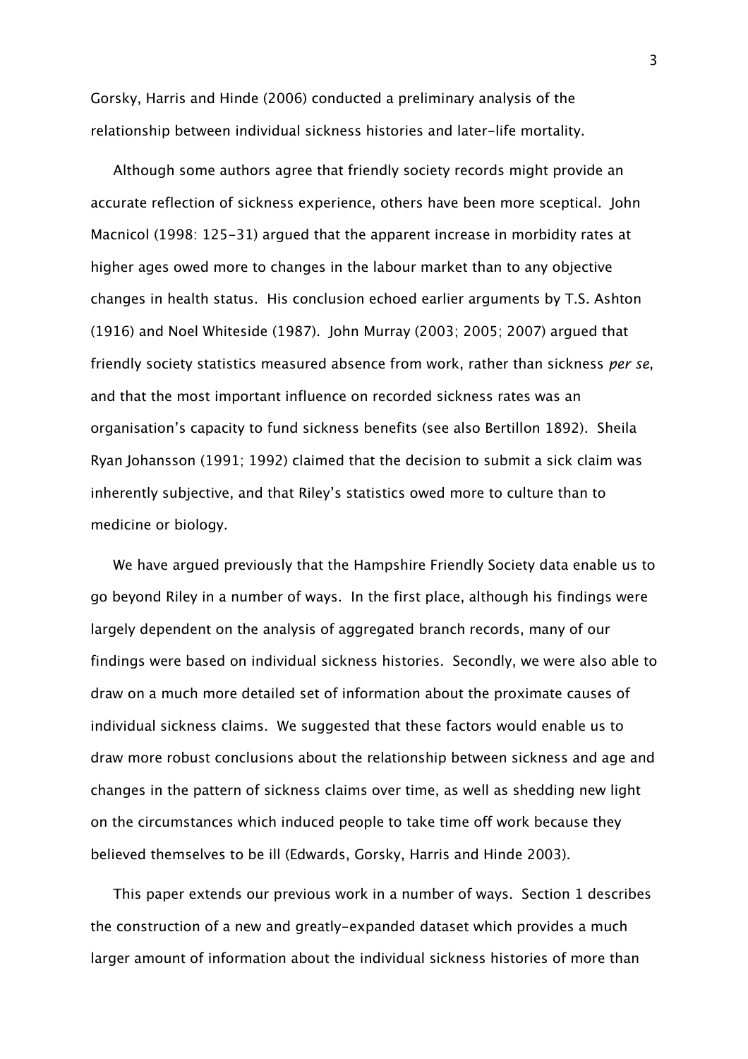Gorsky, Harris and Hinde (2006) conducted a preliminary analysis of the relationship between individual sickness histories and later-life mortality.

Although some authors agree that friendly society records might provide an accurate reflection of sickness experience, others have been more sceptical. John Macnicol (1998: 125-31) argued that the apparent increase in morbidity rates at higher ages owed more to changes in the labour market than to any objective changes in health status. His conclusion echoed earlier arguments by T.S. Ashton (1916) and Noel Whiteside (1987). John Murray (2003; 2005; 2007) argued that friendly society statistics measured absence from work, rather than sickness *per se*, and that the most important influence on recorded sickness rates was an organisation's capacity to fund sickness benefits (see also Bertillon 1892). Sheila Ryan Johansson (1991; 1992) claimed that the decision to submit a sick claim was inherently subjective, and that Riley's statistics owed more to culture than to medicine or biology.

We have argued previously that the Hampshire Friendly Society data enable us to go beyond Riley in a number of ways. In the first place, although his findings were largely dependent on the analysis of aggregated branch records, many of our findings were based on individual sickness histories. Secondly, we were also able to draw on a much more detailed set of information about the proximate causes of individual sickness claims. We suggested that these factors would enable us to draw more robust conclusions about the relationship between sickness and age and changes in the pattern of sickness claims over time, as well as shedding new light on the circumstances which induced people to take time off work because they believed themselves to be ill (Edwards, Gorsky, Harris and Hinde 2003).

This paper extends our previous work in a number of ways. Section 1 describes the construction of a new and greatly-expanded dataset which provides a much larger amount of information about the individual sickness histories of more than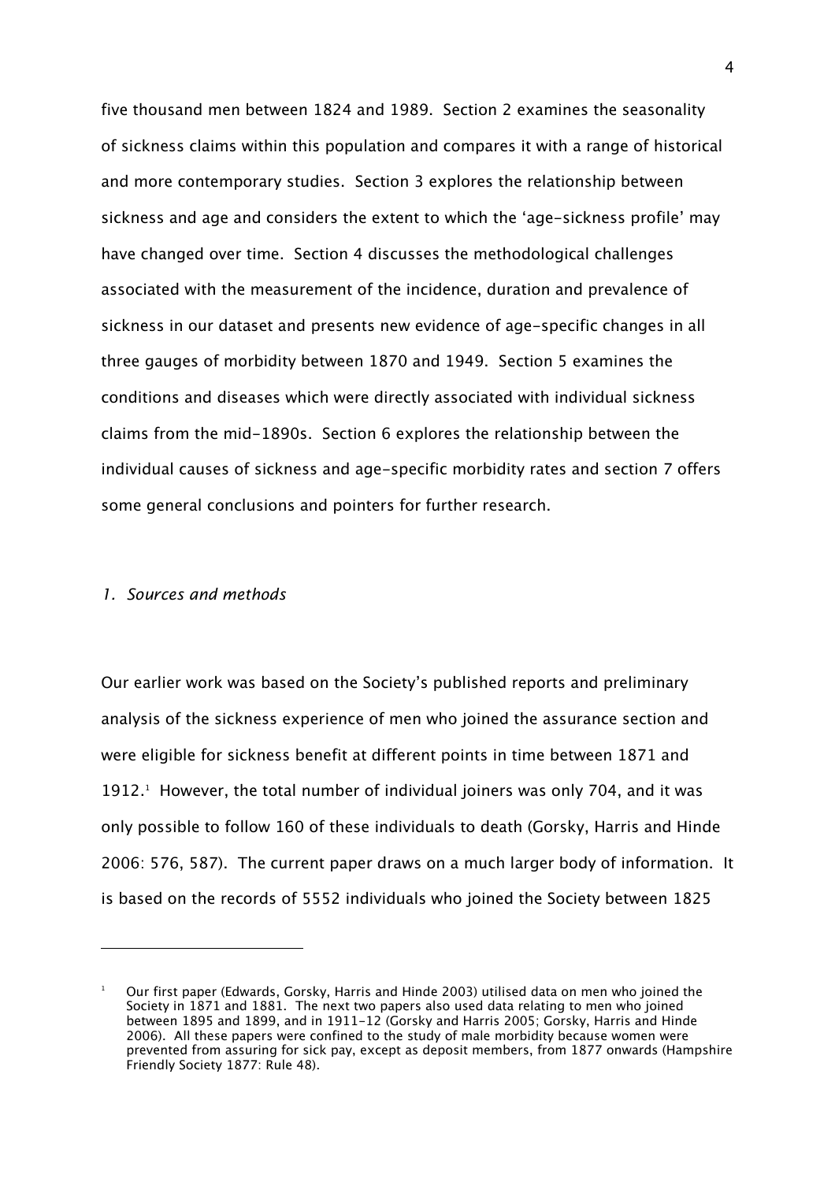five thousand men between 1824 and 1989. Section 2 examines the seasonality of sickness claims within this population and compares it with a range of historical and more contemporary studies. Section 3 explores the relationship between sickness and age and considers the extent to which the 'age-sickness profile' may have changed over time. Section 4 discusses the methodological challenges associated with the measurement of the incidence, duration and prevalence of sickness in our dataset and presents new evidence of age-specific changes in all three gauges of morbidity between 1870 and 1949. Section 5 examines the conditions and diseases which were directly associated with individual sickness claims from the mid-1890s. Section 6 explores the relationship between the individual causes of sickness and age-specific morbidity rates and section 7 offers some general conclusions and pointers for further research.

## *1. Sources and methods*

Our earlier work was based on the Society's published reports and preliminary analysis of the sickness experience of men who joined the assurance section and were eligible for sickness benefit at different points in time between 1871 and 1912.[1] However, the total number of individual joiners was only 704, and it was only possible to follow 160 of these individuals to death (Gorsky, Harris and Hinde 2006: 576, 587). The current paper draws on a much larger body of information. It is based on the records of 5552 individuals who joined the Society between 1825

---

[1] Our first paper (Edwards, Gorsky, Harris and Hinde 2003) utilised data on men who joined the Society in 1871 and 1881. The next two papers also used data relating to men who joined between 1895 and 1899, and in 1911-12 (Gorsky and Harris 2005; Gorsky, Harris and Hinde 2006). All these papers were confined to the study of male morbidity because women were prevented from assuring for sick pay, except as deposit members, from 1877 onwards (Hampshire Friendly Society 1877: Rule 48).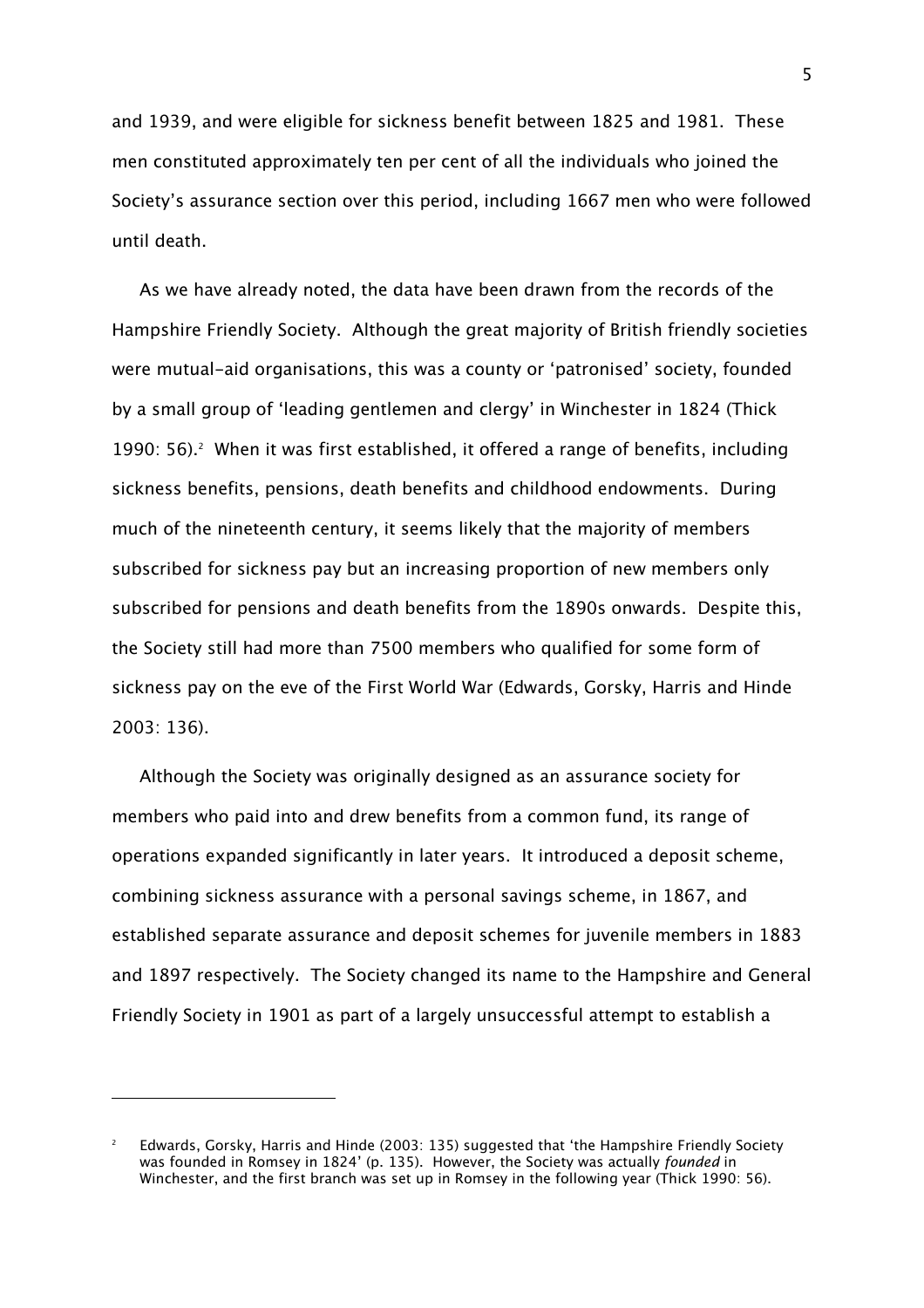and 1939, and were eligible for sickness benefit between 1825 and 1981. These men constituted approximately ten per cent of all the individuals who joined the Society's assurance section over this period, including 1667 men who were followed until death.

As we have already noted, the data have been drawn from the records of the Hampshire Friendly Society. Although the great majority of British friendly societies were mutual-aid organisations, this was a county or 'patronised' society, founded by a small group of 'leading gentlemen and clergy' in Winchester in 1824 (Thick 1990: 56).[2] When it was first established, it offered a range of benefits, including sickness benefits, pensions, death benefits and childhood endowments. During much of the nineteenth century, it seems likely that the majority of members subscribed for sickness pay but an increasing proportion of new members only subscribed for pensions and death benefits from the 1890s onwards. Despite this, the Society still had more than 7500 members who qualified for some form of sickness pay on the eve of the First World War (Edwards, Gorsky, Harris and Hinde 2003: 136).

Although the Society was originally designed as an assurance society for members who paid into and drew benefits from a common fund, its range of operations expanded significantly in later years. It introduced a deposit scheme, combining sickness assurance with a personal savings scheme, in 1867, and established separate assurance and deposit schemes for juvenile members in 1883 and 1897 respectively. The Society changed its name to the Hampshire and General Friendly Society in 1901 as part of a largely unsuccessful attempt to establish a

---

[2] Edwards, Gorsky, Harris and Hinde (2003: 135) suggested that 'the Hampshire Friendly Society was founded in Romsey in 1824' (p. 135). However, the Society was actually *founded* in Winchester, and the first branch was set up in Romsey in the following year (Thick 1990: 56).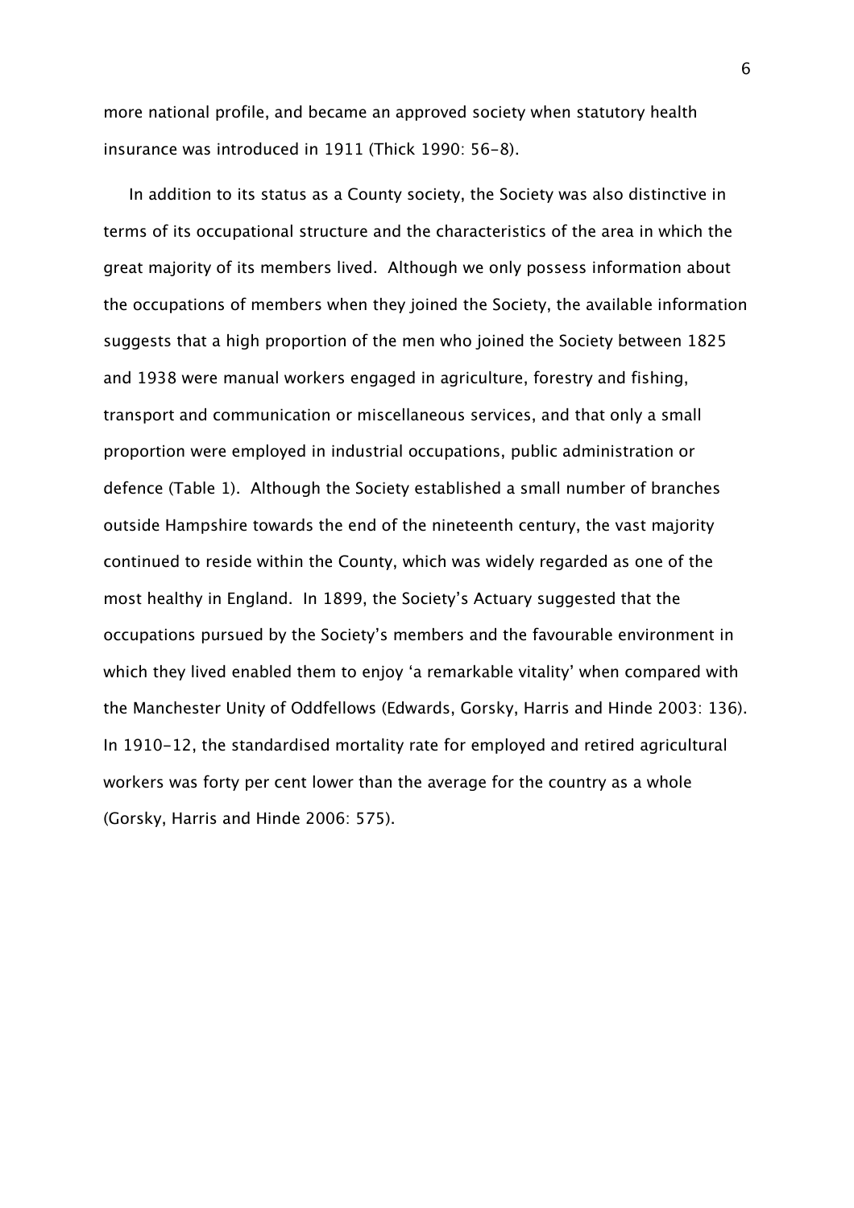more national profile, and became an approved society when statutory health insurance was introduced in 1911 (Thick 1990: 56-8).

In addition to its status as a County society, the Society was also distinctive in terms of its occupational structure and the characteristics of the area in which the great majority of its members lived. Although we only possess information about the occupations of members when they joined the Society, the available information suggests that a high proportion of the men who joined the Society between 1825 and 1938 were manual workers engaged in agriculture, forestry and fishing, transport and communication or miscellaneous services, and that only a small proportion were employed in industrial occupations, public administration or defence (Table 1). Although the Society established a small number of branches outside Hampshire towards the end of the nineteenth century, the vast majority continued to reside within the County, which was widely regarded as one of the most healthy in England. In 1899, the Society's Actuary suggested that the occupations pursued by the Society's members and the favourable environment in which they lived enabled them to enjoy 'a remarkable vitality' when compared with the Manchester Unity of Oddfellows (Edwards, Gorsky, Harris and Hinde 2003: 136). In 1910-12, the standardised mortality rate for employed and retired agricultural workers was forty per cent lower than the average for the country as a whole (Gorsky, Harris and Hinde 2006: 575).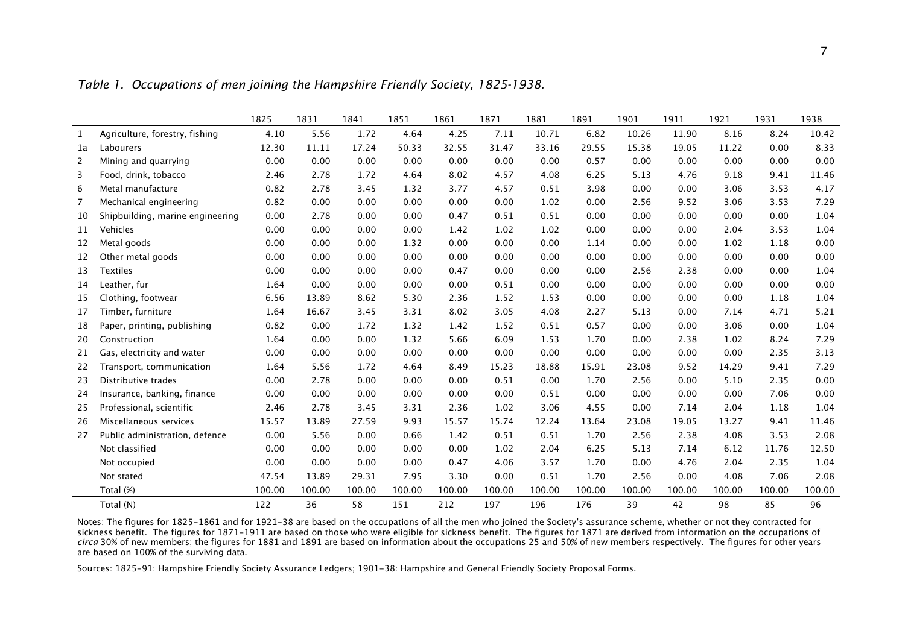*Table 1. Occupations of men joining the Hampshire Friendly Society, 1825-1938.*

| | | 1825 | 1831 | 1841 | 1851 | 1861 | 1871 | 1881 | 1891 | 1901 | 1911 | 1921 | 1931 | 1938 |
|---|---|---|---|---|---|---|---|---|---|---|---|---|---|---|
| 1 | Agriculture, forestry, fishing | 4.10 | 5.56 | 1.72 | 4.64 | 4.25 | 7.11 | 10.71 | 6.82 | 10.26 | 11.90 | 8.16 | 8.24 | 10.42 |
| 1a | Labourers | 12.30 | 11.11 | 17.24 | 50.33 | 32.55 | 31.47 | 33.16 | 29.55 | 15.38 | 19.05 | 11.22 | 0.00 | 8.33 |
| 2 | Mining and quarrying | 0.00 | 0.00 | 0.00 | 0.00 | 0.00 | 0.00 | 0.00 | 0.57 | 0.00 | 0.00 | 0.00 | 0.00 | 0.00 |
| 3 | Food, drink, tobacco | 2.46 | 2.78 | 1.72 | 4.64 | 8.02 | 4.57 | 4.08 | 6.25 | 5.13 | 4.76 | 9.18 | 9.41 | 11.46 |
| 6 | Metal manufacture | 0.82 | 2.78 | 3.45 | 1.32 | 3.77 | 4.57 | 0.51 | 3.98 | 0.00 | 0.00 | 3.06 | 3.53 | 4.17 |
| 7 | Mechanical engineering | 0.82 | 0.00 | 0.00 | 0.00 | 0.00 | 0.00 | 1.02 | 0.00 | 2.56 | 9.52 | 3.06 | 3.53 | 7.29 |
| 10 | Shipbuilding, marine engineering | 0.00 | 2.78 | 0.00 | 0.00 | 0.47 | 0.51 | 0.51 | 0.00 | 0.00 | 0.00 | 0.00 | 0.00 | 1.04 |
| 11 | Vehicles | 0.00 | 0.00 | 0.00 | 0.00 | 1.42 | 1.02 | 1.02 | 0.00 | 0.00 | 0.00 | 2.04 | 3.53 | 1.04 |
| 12 | Metal goods | 0.00 | 0.00 | 0.00 | 1.32 | 0.00 | 0.00 | 0.00 | 1.14 | 0.00 | 0.00 | 1.02 | 1.18 | 0.00 |
| 12 | Other metal goods | 0.00 | 0.00 | 0.00 | 0.00 | 0.00 | 0.00 | 0.00 | 0.00 | 0.00 | 0.00 | 0.00 | 0.00 | 0.00 |
| 13 | Textiles | 0.00 | 0.00 | 0.00 | 0.00 | 0.47 | 0.00 | 0.00 | 0.00 | 2.56 | 2.38 | 0.00 | 0.00 | 1.04 |
| 14 | Leather, fur | 1.64 | 0.00 | 0.00 | 0.00 | 0.00 | 0.51 | 0.00 | 0.00 | 0.00 | 0.00 | 0.00 | 0.00 | 0.00 |
| 15 | Clothing, footwear | 6.56 | 13.89 | 8.62 | 5.30 | 2.36 | 1.52 | 1.53 | 0.00 | 0.00 | 0.00 | 0.00 | 1.18 | 1.04 |
| 17 | Timber, furniture | 1.64 | 16.67 | 3.45 | 3.31 | 8.02 | 3.05 | 4.08 | 2.27 | 5.13 | 0.00 | 7.14 | 4.71 | 5.21 |
| 18 | Paper, printing, publishing | 0.82 | 0.00 | 1.72 | 1.32 | 1.42 | 1.52 | 0.51 | 0.57 | 0.00 | 0.00 | 3.06 | 0.00 | 1.04 |
| 20 | Construction | 1.64 | 0.00 | 0.00 | 1.32 | 5.66 | 6.09 | 1.53 | 1.70 | 0.00 | 2.38 | 1.02 | 8.24 | 7.29 |
| 21 | Gas, electricity and water | 0.00 | 0.00 | 0.00 | 0.00 | 0.00 | 0.00 | 0.00 | 0.00 | 0.00 | 0.00 | 0.00 | 2.35 | 3.13 |
| 22 | Transport, communication | 1.64 | 5.56 | 1.72 | 4.64 | 8.49 | 15.23 | 18.88 | 15.91 | 23.08 | 9.52 | 14.29 | 9.41 | 7.29 |
| 23 | Distributive trades | 0.00 | 2.78 | 0.00 | 0.00 | 0.00 | 0.51 | 0.00 | 1.70 | 2.56 | 0.00 | 5.10 | 2.35 | 0.00 |
| 24 | Insurance, banking, finance | 0.00 | 0.00 | 0.00 | 0.00 | 0.00 | 0.00 | 0.51 | 0.00 | 0.00 | 0.00 | 0.00 | 7.06 | 0.00 |
| 25 | Professional, scientific | 2.46 | 2.78 | 3.45 | 3.31 | 2.36 | 1.02 | 3.06 | 4.55 | 0.00 | 7.14 | 2.04 | 1.18 | 1.04 |
| 26 | Miscellaneous services | 15.57 | 13.89 | 27.59 | 9.93 | 15.57 | 15.74 | 12.24 | 13.64 | 23.08 | 19.05 | 13.27 | 9.41 | 11.46 |
| 27 | Public administration, defence | 0.00 | 5.56 | 0.00 | 0.66 | 1.42 | 0.51 | 0.51 | 1.70 | 2.56 | 2.38 | 4.08 | 3.53 | 2.08 |
| | Not classified | 0.00 | 0.00 | 0.00 | 0.00 | 0.00 | 1.02 | 2.04 | 6.25 | 5.13 | 7.14 | 6.12 | 11.76 | 12.50 |
| | Not occupied | 0.00 | 0.00 | 0.00 | 0.00 | 0.47 | 4.06 | 3.57 | 1.70 | 0.00 | 4.76 | 2.04 | 2.35 | 1.04 |
| | Not stated | 47.54 | 13.89 | 29.31 | 7.95 | 3.30 | 0.00 | 0.51 | 1.70 | 2.56 | 0.00 | 4.08 | 7.06 | 2.08 |
| | Total (%) | 100.00 | 100.00 | 100.00 | 100.00 | 100.00 | 100.00 | 100.00 | 100.00 | 100.00 | 100.00 | 100.00 | 100.00 | 100.00 |
| | Total (N) | 122 | 36 | 58 | 151 | 212 | 197 | 196 | 176 | 39 | 42 | 98 | 85 | 96 |

Notes: The figures for 1825-1861 and for 1921-38 are based on the occupations of all the men who joined the Society's assurance scheme, whether or not they contracted for sickness benefit. The figures for 1871-1911 are based on those who were eligible for sickness benefit. The figures for 1871 are derived from information on the occupations of *circa* 30% of new members; the figures for 1881 and 1891 are based on information about the occupations 25 and 50% of new members respectively. The figures for other years are based on 100% of the surviving data.

Sources: 1825-91: Hampshire Friendly Society Assurance Ledgers; 1901-38: Hampshire and General Friendly Society Proposal Forms.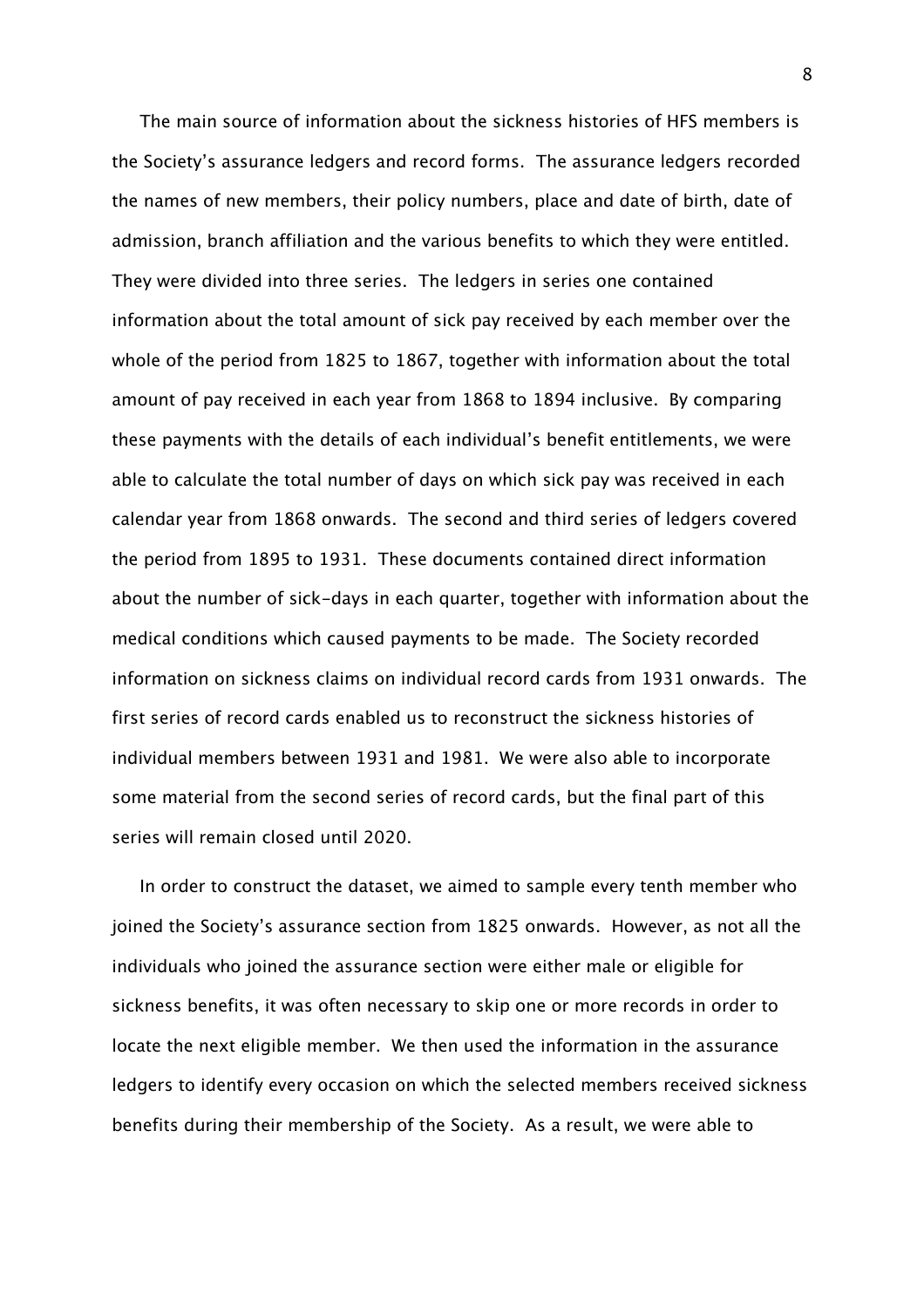The main source of information about the sickness histories of HFS members is the Society's assurance ledgers and record forms. The assurance ledgers recorded the names of new members, their policy numbers, place and date of birth, date of admission, branch affiliation and the various benefits to which they were entitled. They were divided into three series. The ledgers in series one contained information about the total amount of sick pay received by each member over the whole of the period from 1825 to 1867, together with information about the total amount of pay received in each year from 1868 to 1894 inclusive. By comparing these payments with the details of each individual's benefit entitlements, we were able to calculate the total number of days on which sick pay was received in each calendar year from 1868 onwards. The second and third series of ledgers covered the period from 1895 to 1931. These documents contained direct information about the number of sick-days in each quarter, together with information about the medical conditions which caused payments to be made. The Society recorded information on sickness claims on individual record cards from 1931 onwards. The first series of record cards enabled us to reconstruct the sickness histories of individual members between 1931 and 1981. We were also able to incorporate some material from the second series of record cards, but the final part of this series will remain closed until 2020.

In order to construct the dataset, we aimed to sample every tenth member who joined the Society's assurance section from 1825 onwards. However, as not all the individuals who joined the assurance section were either male or eligible for sickness benefits, it was often necessary to skip one or more records in order to locate the next eligible member. We then used the information in the assurance ledgers to identify every occasion on which the selected members received sickness benefits during their membership of the Society. As a result, we were able to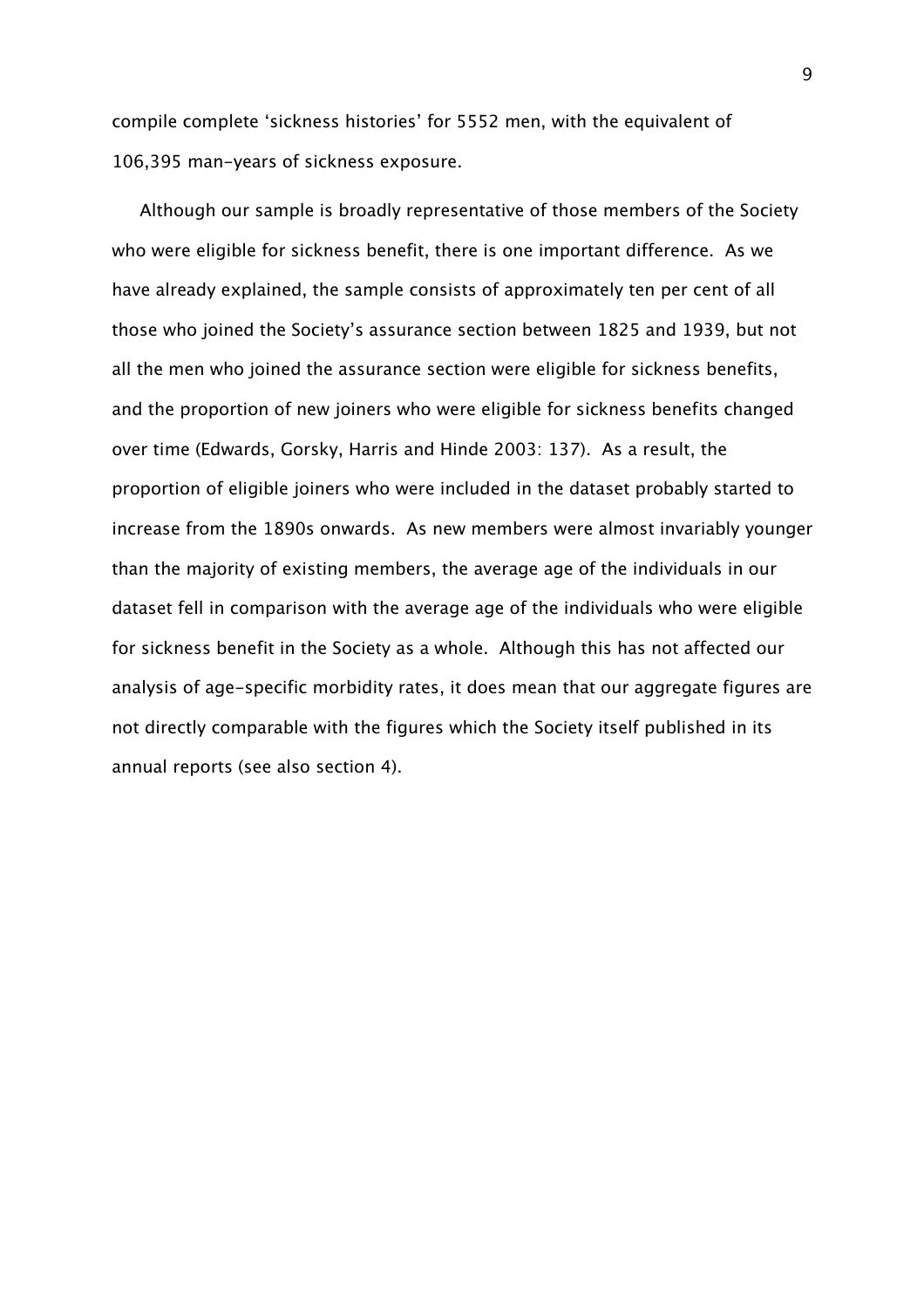compile complete ‘sickness histories’ for 5552 men, with the equivalent of 106,395 man-years of sickness exposure.

Although our sample is broadly representative of those members of the Society who were eligible for sickness benefit, there is one important difference. As we have already explained, the sample consists of approximately ten per cent of all those who joined the Society’s assurance section between 1825 and 1939, but not all the men who joined the assurance section were eligible for sickness benefits, and the proportion of new joiners who were eligible for sickness benefits changed over time (Edwards, Gorsky, Harris and Hinde 2003: 137). As a result, the proportion of eligible joiners who were included in the dataset probably started to increase from the 1890s onwards. As new members were almost invariably younger than the majority of existing members, the average age of the individuals in our dataset fell in comparison with the average age of the individuals who were eligible for sickness benefit in the Society as a whole. Although this has not affected our analysis of age-specific morbidity rates, it does mean that our aggregate figures are not directly comparable with the figures which the Society itself published in its annual reports (see also section 4).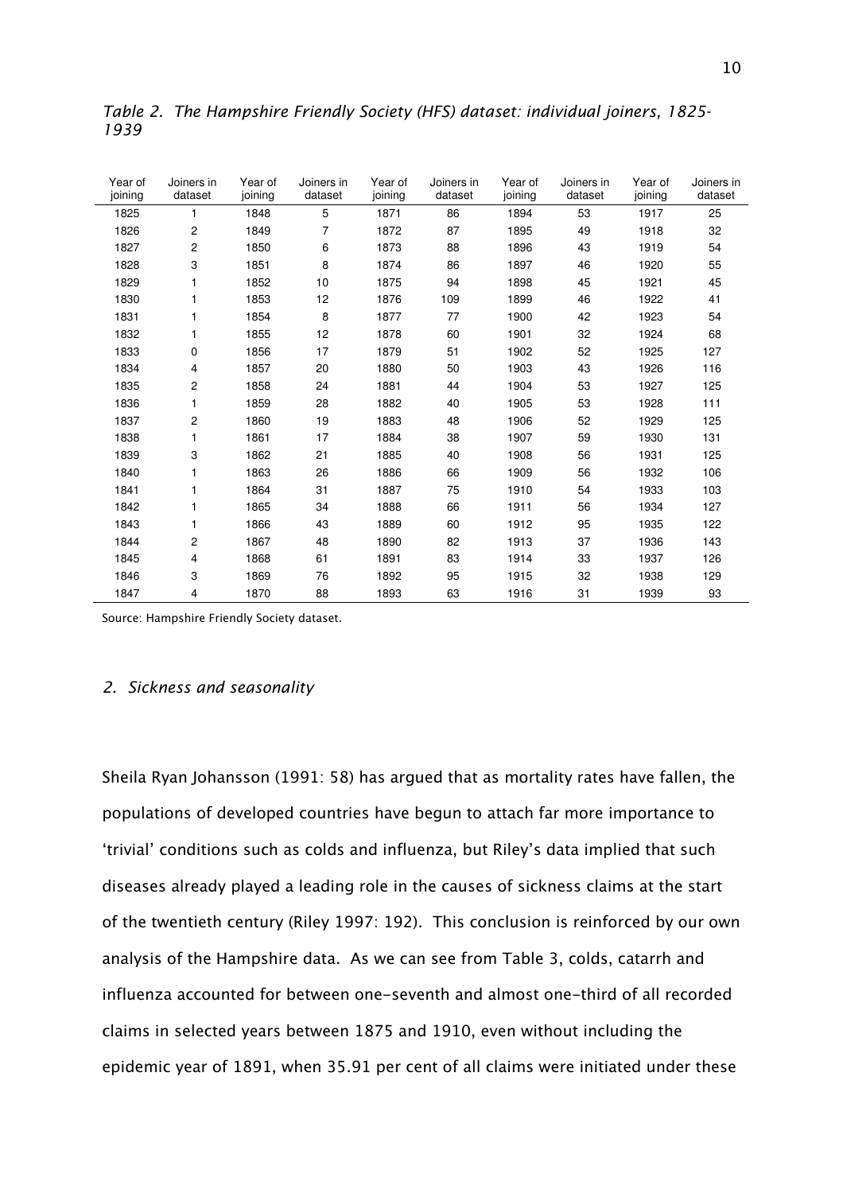*Table 2. The Hampshire Friendly Society (HFS) dataset: individual joiners, 1825-1939*

| Year of joining | Joiners in dataset | Year of joining | Joiners in dataset | Year of joining | Joiners in dataset | Year of joining | Joiners in dataset | Year of joining | Joiners in dataset |
|---|---|---|---|---|---|---|---|---|---|
| 1825 | 1 | 1848 | 5 | 1871 | 86 | 1894 | 53 | 1917 | 25 |
| 1826 | 2 | 1849 | 7 | 1872 | 87 | 1895 | 49 | 1918 | 32 |
| 1827 | 2 | 1850 | 6 | 1873 | 88 | 1896 | 43 | 1919 | 54 |
| 1828 | 3 | 1851 | 8 | 1874 | 86 | 1897 | 46 | 1920 | 55 |
| 1829 | 1 | 1852 | 10 | 1875 | 94 | 1898 | 45 | 1921 | 45 |
| 1830 | 1 | 1853 | 12 | 1876 | 109 | 1899 | 46 | 1922 | 41 |
| 1831 | 1 | 1854 | 8 | 1877 | 77 | 1900 | 42 | 1923 | 54 |
| 1832 | 1 | 1855 | 12 | 1878 | 60 | 1901 | 32 | 1924 | 68 |
| 1833 | 0 | 1856 | 17 | 1879 | 51 | 1902 | 52 | 1925 | 127 |
| 1834 | 4 | 1857 | 20 | 1880 | 50 | 1903 | 43 | 1926 | 116 |
| 1835 | 2 | 1858 | 24 | 1881 | 44 | 1904 | 53 | 1927 | 125 |
| 1836 | 1 | 1859 | 28 | 1882 | 40 | 1905 | 53 | 1928 | 111 |
| 1837 | 2 | 1860 | 19 | 1883 | 48 | 1906 | 52 | 1929 | 125 |
| 1838 | 1 | 1861 | 17 | 1884 | 38 | 1907 | 59 | 1930 | 131 |
| 1839 | 3 | 1862 | 21 | 1885 | 40 | 1908 | 56 | 1931 | 125 |
| 1840 | 1 | 1863 | 26 | 1886 | 66 | 1909 | 56 | 1932 | 106 |
| 1841 | 1 | 1864 | 31 | 1887 | 75 | 1910 | 54 | 1933 | 103 |
| 1842 | 1 | 1865 | 34 | 1888 | 66 | 1911 | 56 | 1934 | 127 |
| 1843 | 1 | 1866 | 43 | 1889 | 60 | 1912 | 95 | 1935 | 122 |
| 1844 | 2 | 1867 | 48 | 1890 | 82 | 1913 | 37 | 1936 | 143 |
| 1845 | 4 | 1868 | 61 | 1891 | 83 | 1914 | 33 | 1937 | 126 |
| 1846 | 3 | 1869 | 76 | 1892 | 95 | 1915 | 32 | 1938 | 129 |
| 1847 | 4 | 1870 | 88 | 1893 | 63 | 1916 | 31 | 1939 | 93 |

Source: Hampshire Friendly Society dataset.

## *2. Sickness and seasonality*

Sheila Ryan Johansson (1991: 58) has argued that as mortality rates have fallen, the populations of developed countries have begun to attach far more importance to 'trivial' conditions such as colds and influenza, but Riley's data implied that such diseases already played a leading role in the causes of sickness claims at the start of the twentieth century (Riley 1997: 192). This conclusion is reinforced by our own analysis of the Hampshire data. As we can see from Table 3, colds, catarrh and influenza accounted for between one-seventh and almost one-third of all recorded claims in selected years between 1875 and 1910, even without including the epidemic year of 1891, when 35.91 per cent of all claims were initiated under these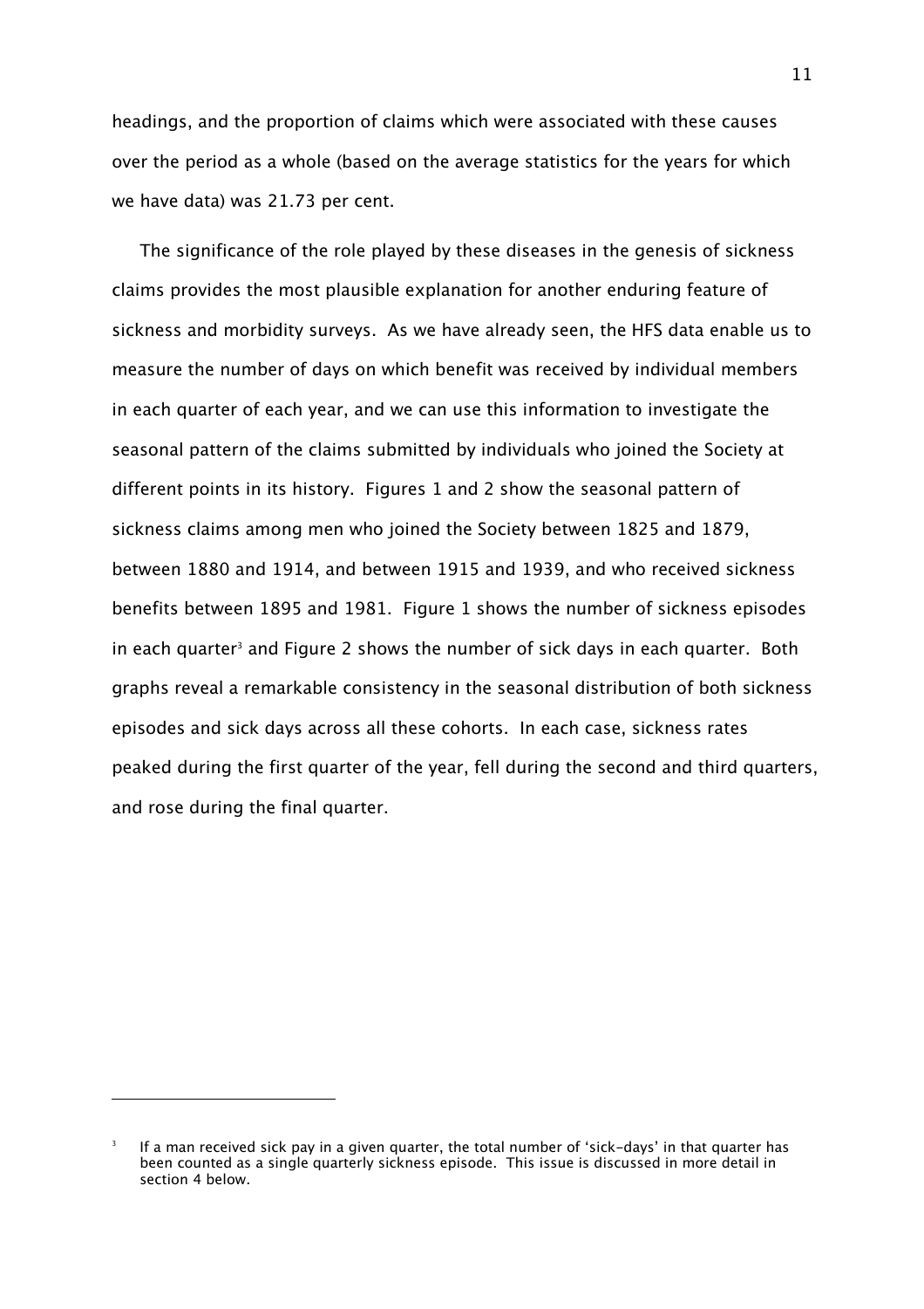headings, and the proportion of claims which were associated with these causes over the period as a whole (based on the average statistics for the years for which we have data) was 21.73 per cent.

The significance of the role played by these diseases in the genesis of sickness claims provides the most plausible explanation for another enduring feature of sickness and morbidity surveys. As we have already seen, the HFS data enable us to measure the number of days on which benefit was received by individual members in each quarter of each year, and we can use this information to investigate the seasonal pattern of the claims submitted by individuals who joined the Society at different points in its history. Figures 1 and 2 show the seasonal pattern of sickness claims among men who joined the Society between 1825 and 1879, between 1880 and 1914, and between 1915 and 1939, and who received sickness benefits between 1895 and 1981. Figure 1 shows the number of sickness episodes in each quarter[3] and Figure 2 shows the number of sick days in each quarter. Both graphs reveal a remarkable consistency in the seasonal distribution of both sickness episodes and sick days across all these cohorts. In each case, sickness rates peaked during the first quarter of the year, fell during the second and third quarters, and rose during the final quarter.

---

[3] If a man received sick pay in a given quarter, the total number of 'sick-days' in that quarter has been counted as a single quarterly sickness episode. This issue is discussed in more detail in section 4 below.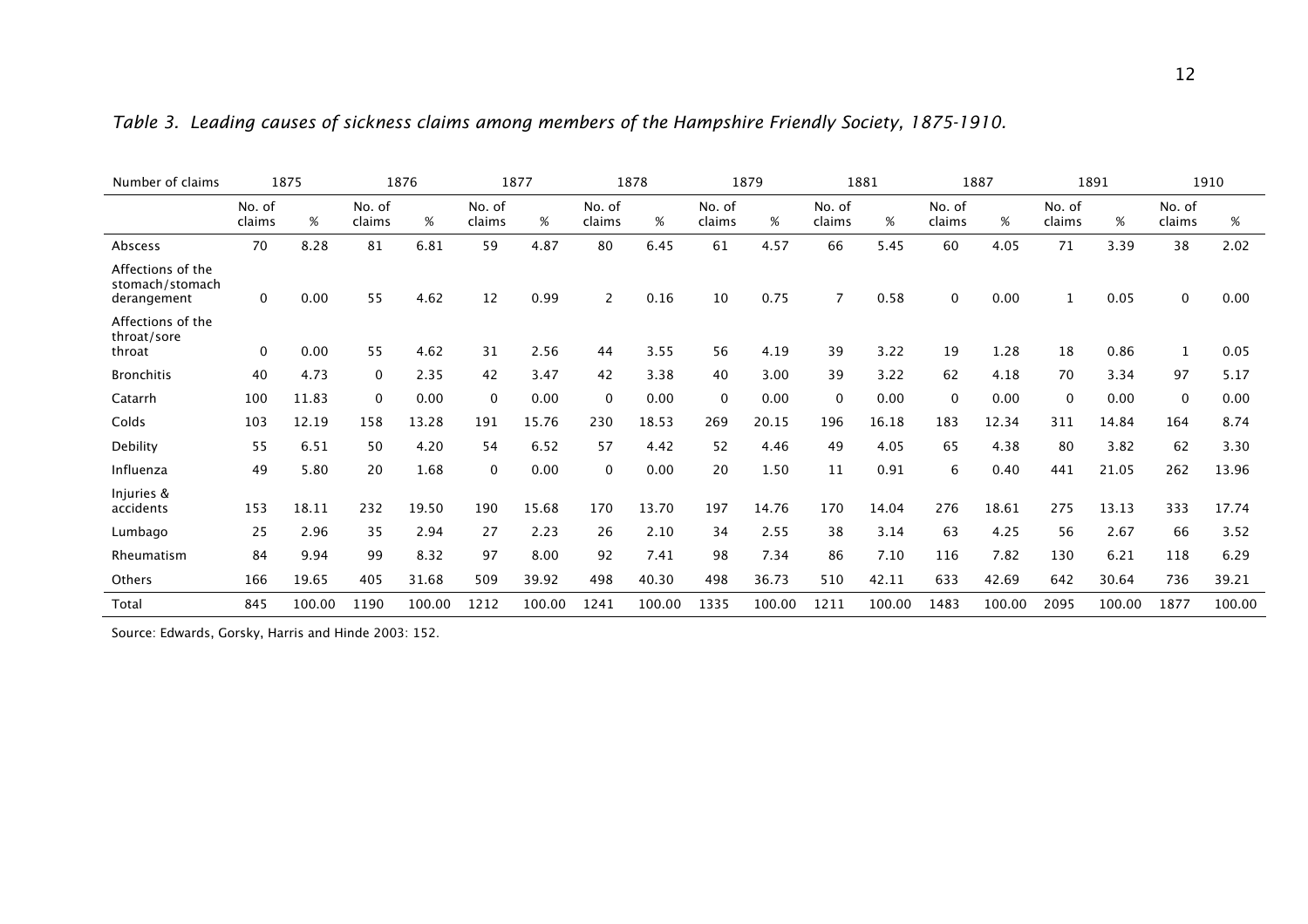*Table 3. Leading causes of sickness claims among members of the Hampshire Friendly Society, 1875-1910.*

| Number of claims | 1875 | | 1876 | | 1877 | | 1878 | | 1879 | | 1881 | | 1887 | | 1891 | | 1910 | |
|---|---|---|---|---|---|---|---|---|---|---|---|---|---|---|---|---|---|---|
| | No. of claims | % | No. of claims | % | No. of claims | % | No. of claims | % | No. of claims | % | No. of claims | % | No. of claims | % | No. of claims | % | No. of claims | % |
| Abscess | 70 | 8.28 | 81 | 6.81 | 59 | 4.87 | 80 | 6.45 | 61 | 4.57 | 66 | 5.45 | 60 | 4.05 | 71 | 3.39 | 38 | 2.02 |
| Affections of the stomach/stomach derangement | 0 | 0.00 | 55 | 4.62 | 12 | 0.99 | 2 | 0.16 | 10 | 0.75 | 7 | 0.58 | 0 | 0.00 | 1 | 0.05 | 0 | 0.00 |
| Affections of the throat/sore throat | 0 | 0.00 | 55 | 4.62 | 31 | 2.56 | 44 | 3.55 | 56 | 4.19 | 39 | 3.22 | 19 | 1.28 | 18 | 0.86 | 1 | 0.05 |
| Bronchitis | 40 | 4.73 | 0 | 2.35 | 42 | 3.47 | 42 | 3.38 | 40 | 3.00 | 39 | 3.22 | 62 | 4.18 | 70 | 3.34 | 97 | 5.17 |
| Catarrh | 100 | 11.83 | 0 | 0.00 | 0 | 0.00 | 0 | 0.00 | 0 | 0.00 | 0 | 0.00 | 0 | 0.00 | 0 | 0.00 | 0 | 0.00 |
| Colds | 103 | 12.19 | 158 | 13.28 | 191 | 15.76 | 230 | 18.53 | 269 | 20.15 | 196 | 16.18 | 183 | 12.34 | 311 | 14.84 | 164 | 8.74 |
| Debility | 55 | 6.51 | 50 | 4.20 | 54 | 6.52 | 57 | 4.42 | 52 | 4.46 | 49 | 4.05 | 65 | 4.38 | 80 | 3.82 | 62 | 3.30 |
| Influenza | 49 | 5.80 | 20 | 1.68 | 0 | 0.00 | 0 | 0.00 | 20 | 1.50 | 11 | 0.91 | 6 | 0.40 | 441 | 21.05 | 262 | 13.96 |
| Injuries & accidents | 153 | 18.11 | 232 | 19.50 | 190 | 15.68 | 170 | 13.70 | 197 | 14.76 | 170 | 14.04 | 276 | 18.61 | 275 | 13.13 | 333 | 17.74 |
| Lumbago | 25 | 2.96 | 35 | 2.94 | 27 | 2.23 | 26 | 2.10 | 34 | 2.55 | 38 | 3.14 | 63 | 4.25 | 56 | 2.67 | 66 | 3.52 |
| Rheumatism | 84 | 9.94 | 99 | 8.32 | 97 | 8.00 | 92 | 7.41 | 98 | 7.34 | 86 | 7.10 | 116 | 7.82 | 130 | 6.21 | 118 | 6.29 |
| Others | 166 | 19.65 | 405 | 31.68 | 509 | 39.92 | 498 | 40.30 | 498 | 36.73 | 510 | 42.11 | 633 | 42.69 | 642 | 30.64 | 736 | 39.21 |
| Total | 845 | 100.00 | 1190 | 100.00 | 1212 | 100.00 | 1241 | 100.00 | 1335 | 100.00 | 1211 | 100.00 | 1483 | 100.00 | 2095 | 100.00 | 1877 | 100.00 |

Source: Edwards, Gorsky, Harris and Hinde 2003: 152.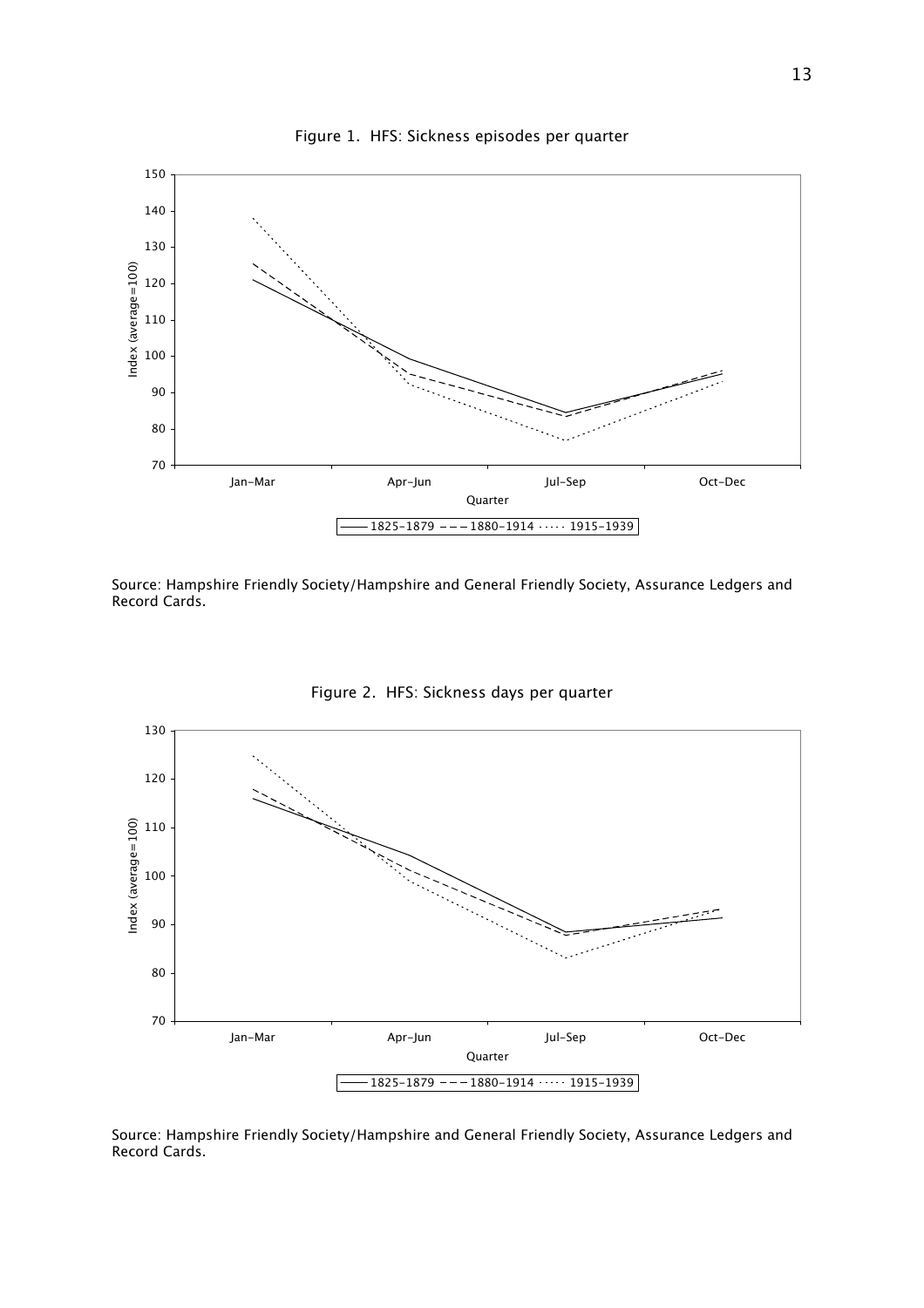Figure 1. HFS: Sickness episodes per quarter

Source: Hampshire Friendly Society/Hampshire and General Friendly Society, Assurance Ledgers and Record Cards.

Figure 2. HFS: Sickness days per quarter

Source: Hampshire Friendly Society/Hampshire and General Friendly Society, Assurance Ledgers and Record Cards.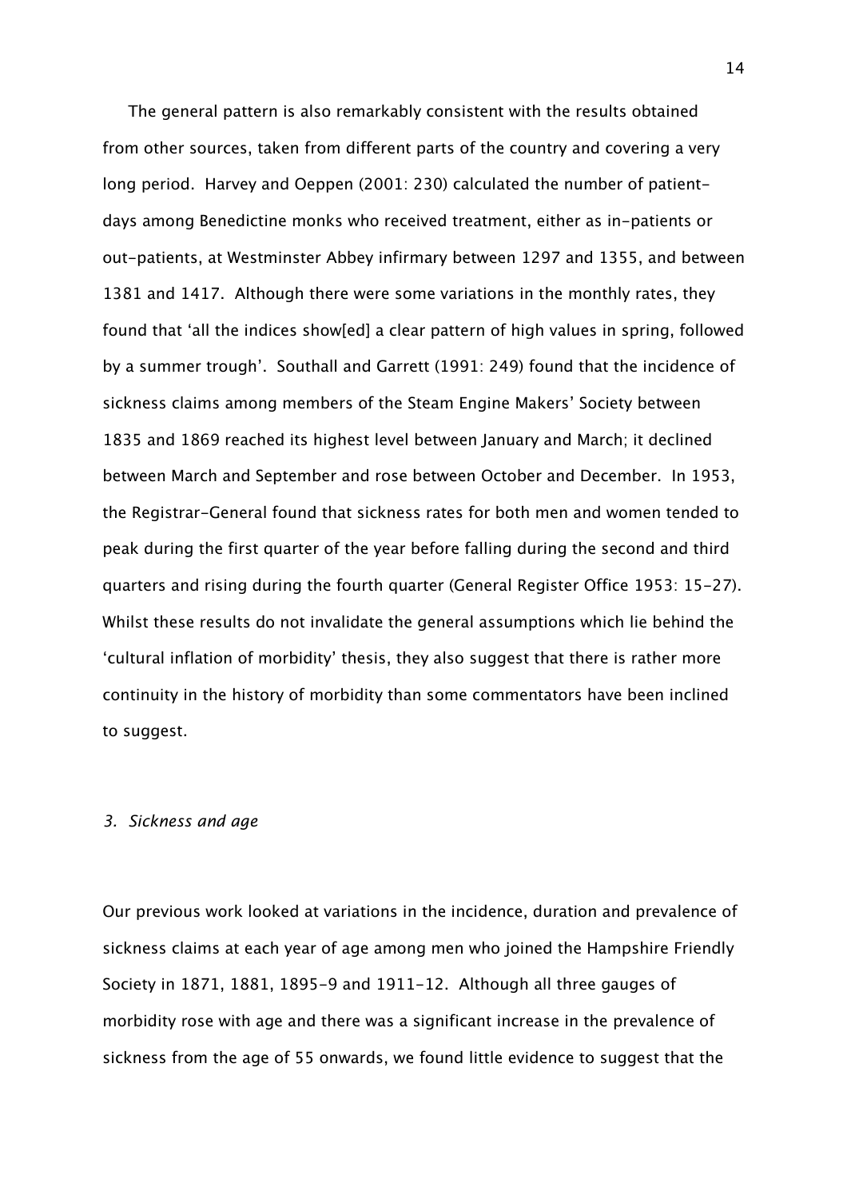The general pattern is also remarkably consistent with the results obtained from other sources, taken from different parts of the country and covering a very long period. Harvey and Oeppen (2001: 230) calculated the number of patient-days among Benedictine monks who received treatment, either as in-patients or out-patients, at Westminster Abbey infirmary between 1297 and 1355, and between 1381 and 1417. Although there were some variations in the monthly rates, they found that 'all the indices show[ed] a clear pattern of high values in spring, followed by a summer trough'. Southall and Garrett (1991: 249) found that the incidence of sickness claims among members of the Steam Engine Makers' Society between 1835 and 1869 reached its highest level between January and March; it declined between March and September and rose between October and December. In 1953, the Registrar-General found that sickness rates for both men and women tended to peak during the first quarter of the year before falling during the second and third quarters and rising during the fourth quarter (General Register Office 1953: 15-27). Whilst these results do not invalidate the general assumptions which lie behind the 'cultural inflation of morbidity' thesis, they also suggest that there is rather more continuity in the history of morbidity than some commentators have been inclined to suggest.

### *3. Sickness and age*

Our previous work looked at variations in the incidence, duration and prevalence of sickness claims at each year of age among men who joined the Hampshire Friendly Society in 1871, 1881, 1895-9 and 1911-12. Although all three gauges of morbidity rose with age and there was a significant increase in the prevalence of sickness from the age of 55 onwards, we found little evidence to suggest that the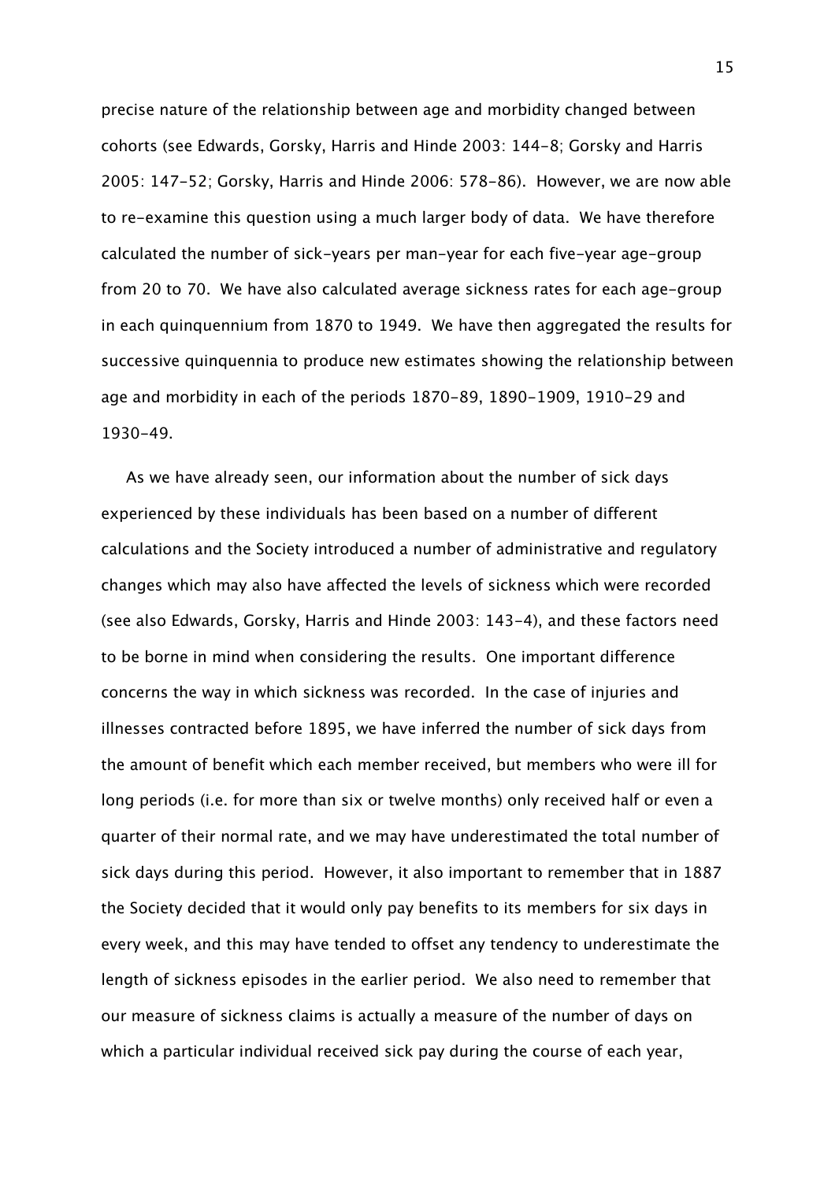precise nature of the relationship between age and morbidity changed between cohorts (see Edwards, Gorsky, Harris and Hinde 2003: 144-8; Gorsky and Harris 2005: 147-52; Gorsky, Harris and Hinde 2006: 578-86). However, we are now able to re-examine this question using a much larger body of data. We have therefore calculated the number of sick-years per man-year for each five-year age-group from 20 to 70. We have also calculated average sickness rates for each age-group in each quinquennium from 1870 to 1949. We have then aggregated the results for successive quinquennia to produce new estimates showing the relationship between age and morbidity in each of the periods 1870-89, 1890-1909, 1910-29 and 1930-49.

As we have already seen, our information about the number of sick days experienced by these individuals has been based on a number of different calculations and the Society introduced a number of administrative and regulatory changes which may also have affected the levels of sickness which were recorded (see also Edwards, Gorsky, Harris and Hinde 2003: 143-4), and these factors need to be borne in mind when considering the results. One important difference concerns the way in which sickness was recorded. In the case of injuries and illnesses contracted before 1895, we have inferred the number of sick days from the amount of benefit which each member received, but members who were ill for long periods (i.e. for more than six or twelve months) only received half or even a quarter of their normal rate, and we may have underestimated the total number of sick days during this period. However, it also important to remember that in 1887 the Society decided that it would only pay benefits to its members for six days in every week, and this may have tended to offset any tendency to underestimate the length of sickness episodes in the earlier period. We also need to remember that our measure of sickness claims is actually a measure of the number of days on which a particular individual received sick pay during the course of each year,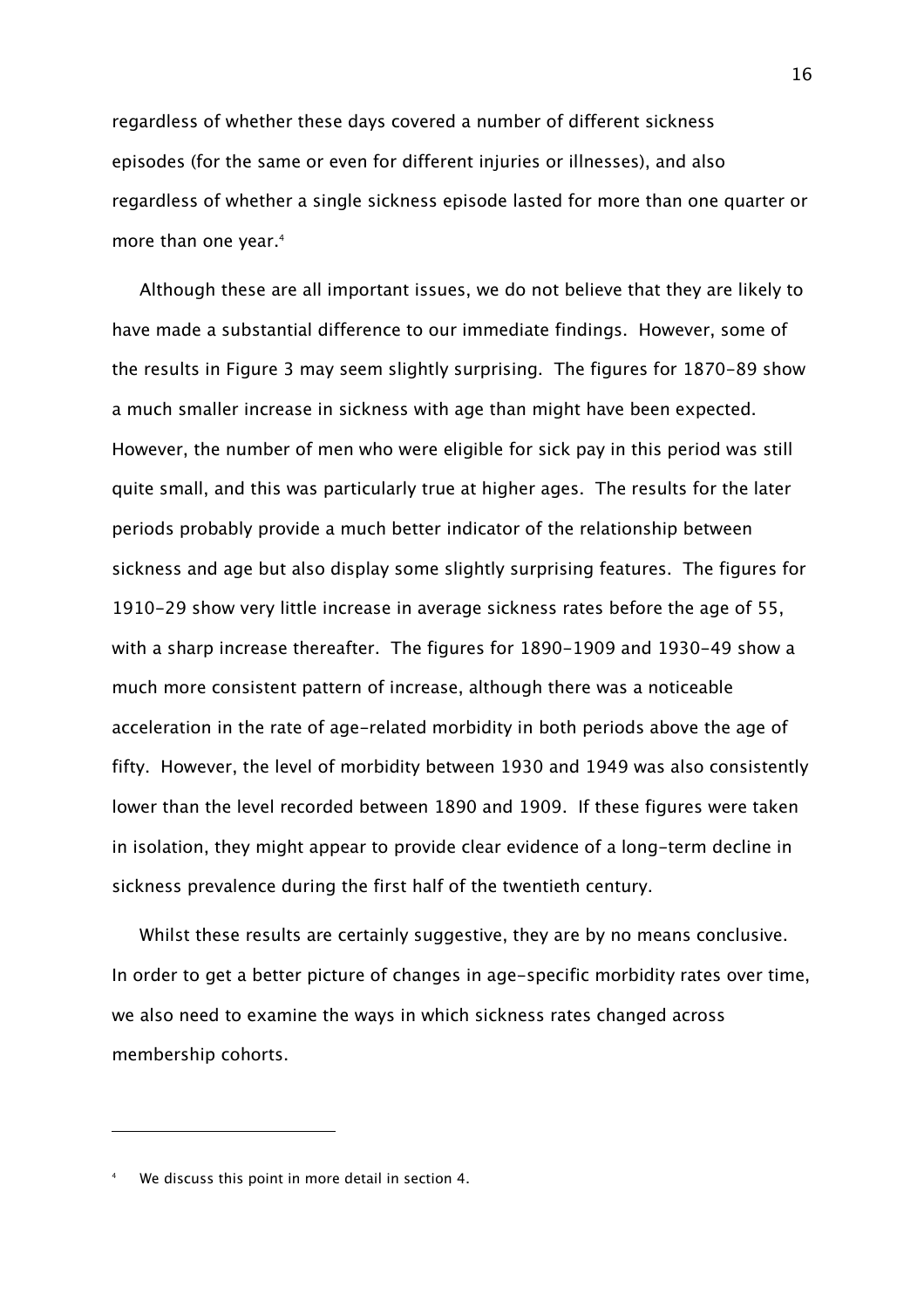regardless of whether these days covered a number of different sickness episodes (for the same or even for different injuries or illnesses), and also regardless of whether a single sickness episode lasted for more than one quarter or more than one year.[4]

Although these are all important issues, we do not believe that they are likely to have made a substantial difference to our immediate findings. However, some of the results in Figure 3 may seem slightly surprising. The figures for 1870-89 show a much smaller increase in sickness with age than might have been expected. However, the number of men who were eligible for sick pay in this period was still quite small, and this was particularly true at higher ages. The results for the later periods probably provide a much better indicator of the relationship between sickness and age but also display some slightly surprising features. The figures for 1910-29 show very little increase in average sickness rates before the age of 55, with a sharp increase thereafter. The figures for 1890-1909 and 1930-49 show a much more consistent pattern of increase, although there was a noticeable acceleration in the rate of age-related morbidity in both periods above the age of fifty. However, the level of morbidity between 1930 and 1949 was also consistently lower than the level recorded between 1890 and 1909. If these figures were taken in isolation, they might appear to provide clear evidence of a long-term decline in sickness prevalence during the first half of the twentieth century.

Whilst these results are certainly suggestive, they are by no means conclusive. In order to get a better picture of changes in age-specific morbidity rates over time, we also need to examine the ways in which sickness rates changed across membership cohorts.

---

[4] We discuss this point in more detail in section 4.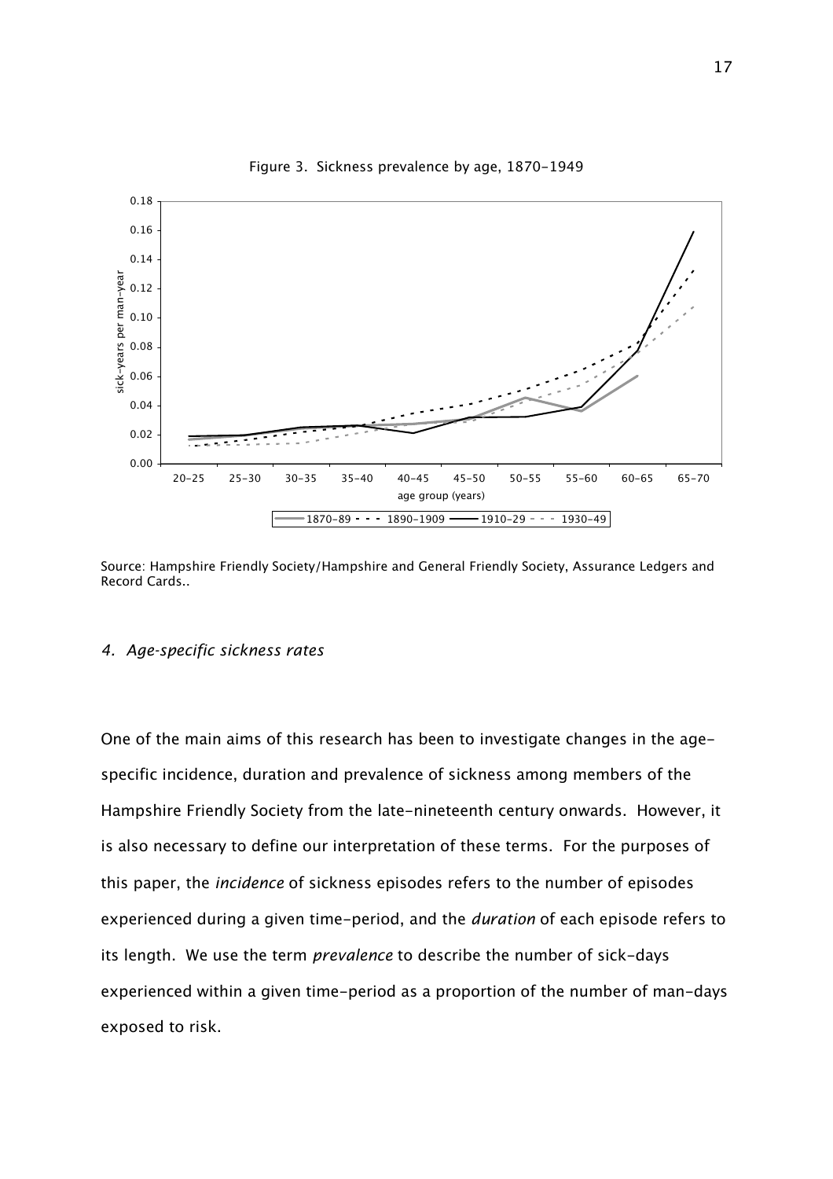Figure 3. Sickness prevalence by age, 1870-1949

Source: Hampshire Friendly Society/Hampshire and General Friendly Society, Assurance Ledgers and Record Cards..

*4. Age-specific sickness rates*

One of the main aims of this research has been to investigate changes in the age-specific incidence, duration and prevalence of sickness among members of the Hampshire Friendly Society from the late-nineteenth century onwards. However, it is also necessary to define our interpretation of these terms. For the purposes of this paper, the *incidence* of sickness episodes refers to the number of episodes experienced during a given time-period, and the *duration* of each episode refers to its length. We use the term *prevalence* to describe the number of sick-days experienced within a given time-period as a proportion of the number of man-days exposed to risk.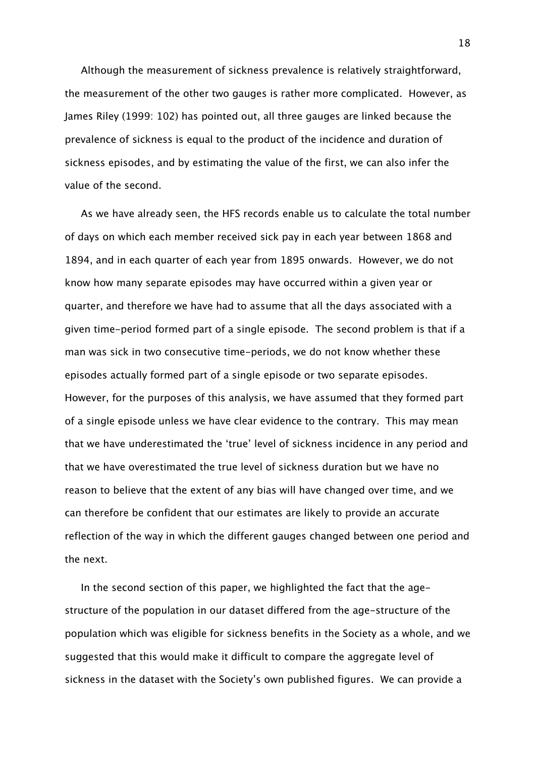Although the measurement of sickness prevalence is relatively straightforward, the measurement of the other two gauges is rather more complicated. However, as James Riley (1999: 102) has pointed out, all three gauges are linked because the prevalence of sickness is equal to the product of the incidence and duration of sickness episodes, and by estimating the value of the first, we can also infer the value of the second.

As we have already seen, the HFS records enable us to calculate the total number of days on which each member received sick pay in each year between 1868 and 1894, and in each quarter of each year from 1895 onwards. However, we do not know how many separate episodes may have occurred within a given year or quarter, and therefore we have had to assume that all the days associated with a given time-period formed part of a single episode. The second problem is that if a man was sick in two consecutive time-periods, we do not know whether these episodes actually formed part of a single episode or two separate episodes. However, for the purposes of this analysis, we have assumed that they formed part of a single episode unless we have clear evidence to the contrary. This may mean that we have underestimated the 'true' level of sickness incidence in any period and that we have overestimated the true level of sickness duration but we have no reason to believe that the extent of any bias will have changed over time, and we can therefore be confident that our estimates are likely to provide an accurate reflection of the way in which the different gauges changed between one period and the next.

In the second section of this paper, we highlighted the fact that the age-structure of the population in our dataset differed from the age-structure of the population which was eligible for sickness benefits in the Society as a whole, and we suggested that this would make it difficult to compare the aggregate level of sickness in the dataset with the Society's own published figures. We can provide a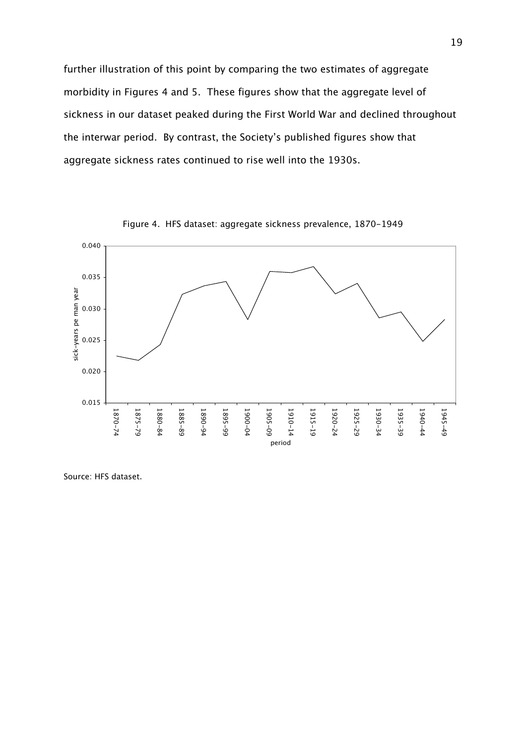further illustration of this point by comparing the two estimates of aggregate morbidity in Figures 4 and 5. These figures show that the aggregate level of sickness in our dataset peaked during the First World War and declined throughout the interwar period. By contrast, the Society's published figures show that aggregate sickness rates continued to rise well into the 1930s.

Figure 4. HFS dataset: aggregate sickness prevalence, 1870-1949

Source: HFS dataset.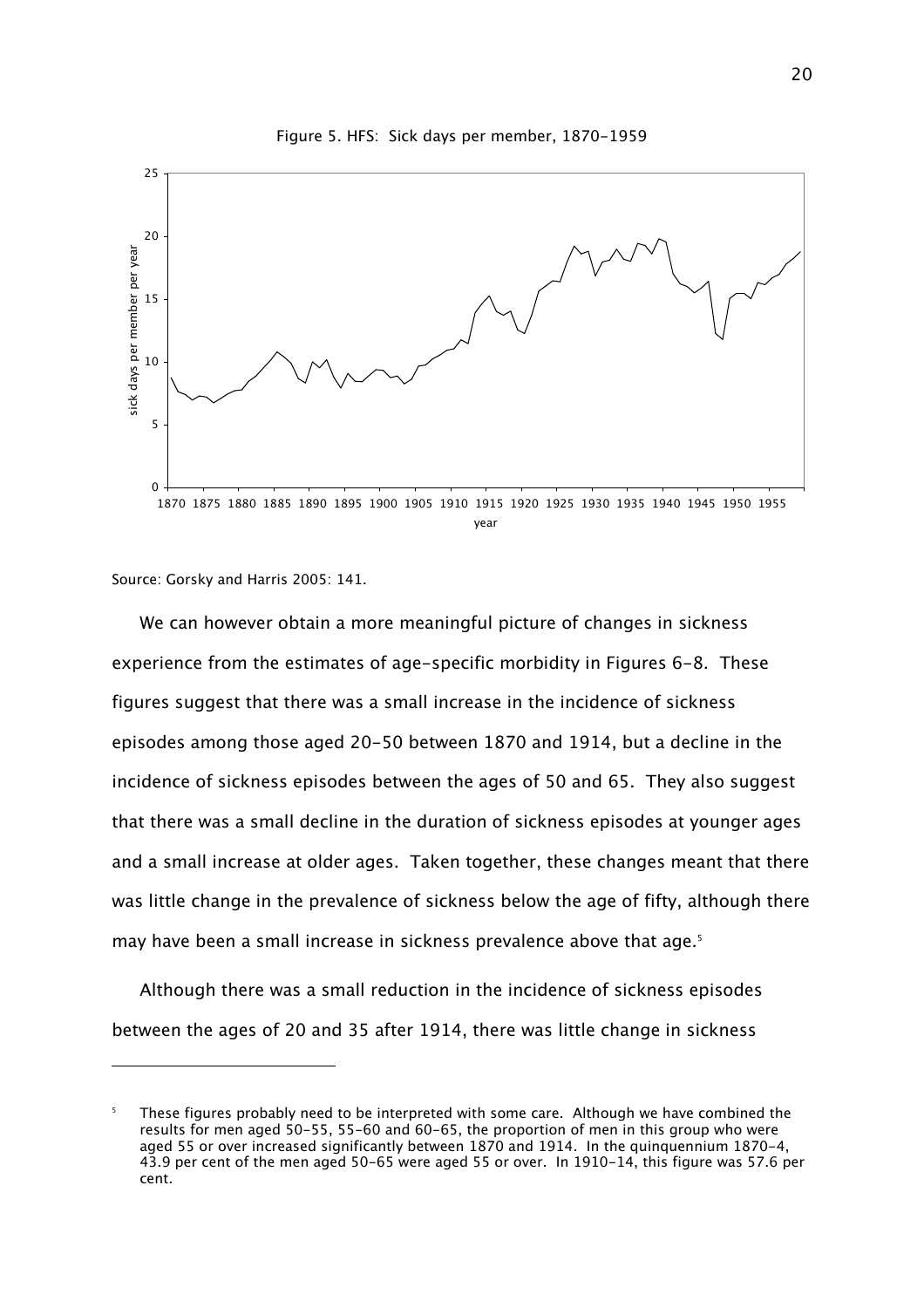Figure 5. HFS: Sick days per member, 1870-1959

Source: Gorsky and Harris 2005: 141.

We can however obtain a more meaningful picture of changes in sickness experience from the estimates of age-specific morbidity in Figures 6-8. These figures suggest that there was a small increase in the incidence of sickness episodes among those aged 20-50 between 1870 and 1914, but a decline in the incidence of sickness episodes between the ages of 50 and 65. They also suggest that there was a small decline in the duration of sickness episodes at younger ages and a small increase at older ages. Taken together, these changes meant that there was little change in the prevalence of sickness below the age of fifty, although there may have been a small increase in sickness prevalence above that age.[5]

Although there was a small reduction in the incidence of sickness episodes between the ages of 20 and 35 after 1914, there was little change in sickness

---

[5] These figures probably need to be interpreted with some care. Although we have combined the results for men aged 50-55, 55-60 and 60-65, the proportion of men in this group who were aged 55 or over increased significantly between 1870 and 1914. In the quinquennium 1870-4, 43.9 per cent of the men aged 50-65 were aged 55 or over. In 1910-14, this figure was 57.6 per cent.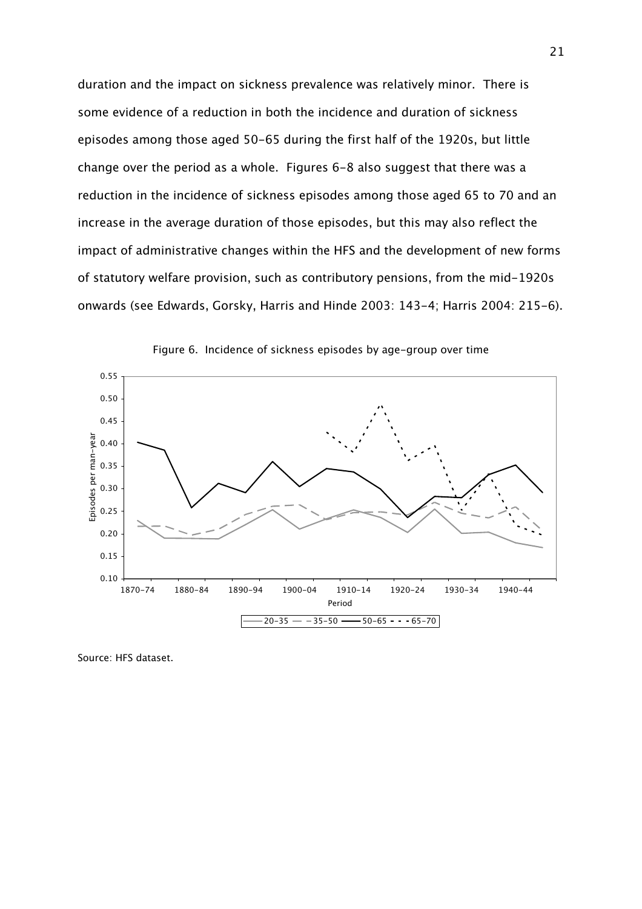duration and the impact on sickness prevalence was relatively minor. There is some evidence of a reduction in both the incidence and duration of sickness episodes among those aged 50-65 during the first half of the 1920s, but little change over the period as a whole. Figures 6-8 also suggest that there was a reduction in the incidence of sickness episodes among those aged 65 to 70 and an increase in the average duration of those episodes, but this may also reflect the impact of administrative changes within the HFS and the development of new forms of statutory welfare provision, such as contributory pensions, from the mid-1920s onwards (see Edwards, Gorsky, Harris and Hinde 2003: 143-4; Harris 2004: 215-6).

Figure 6. Incidence of sickness episodes by age-group over time

Source: HFS dataset.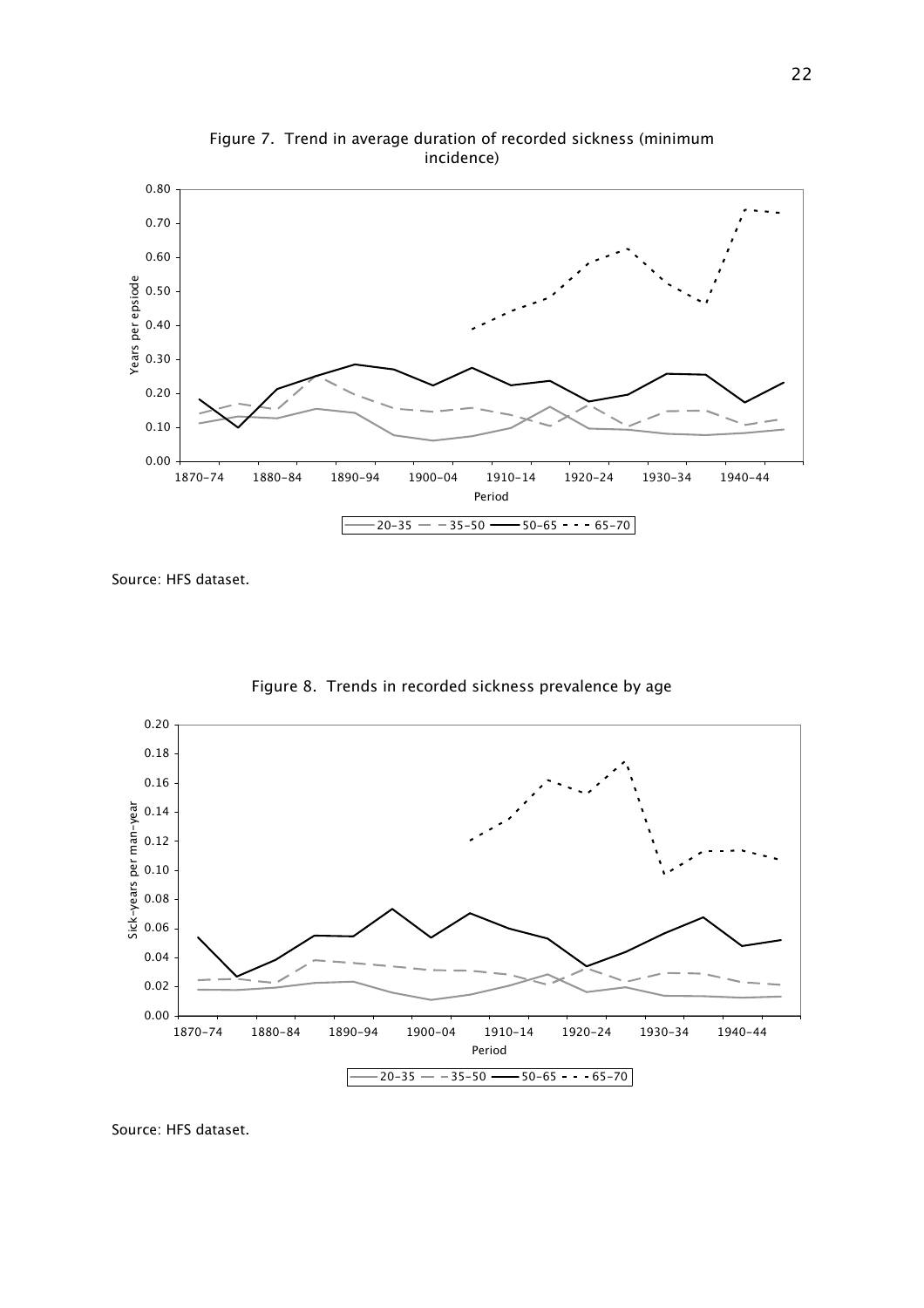Figure 7. Trend in average duration of recorded sickness (minimum incidence)

Source: HFS dataset.

Figure 8. Trends in recorded sickness prevalence by age

Source: HFS dataset.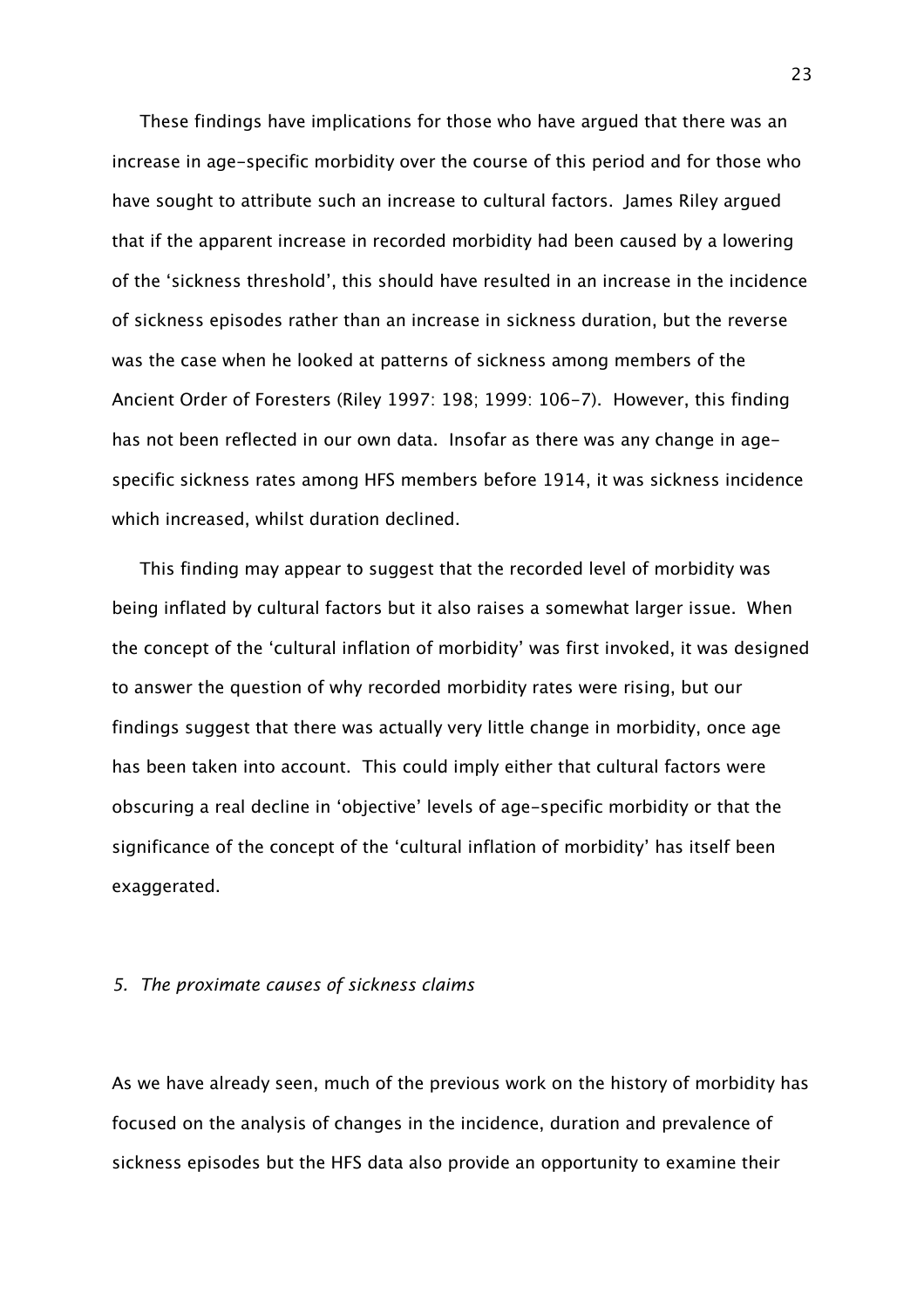These findings have implications for those who have argued that there was an increase in age-specific morbidity over the course of this period and for those who have sought to attribute such an increase to cultural factors. James Riley argued that if the apparent increase in recorded morbidity had been caused by a lowering of the 'sickness threshold', this should have resulted in an increase in the incidence of sickness episodes rather than an increase in sickness duration, but the reverse was the case when he looked at patterns of sickness among members of the Ancient Order of Foresters (Riley 1997: 198; 1999: 106-7). However, this finding has not been reflected in our own data. Insofar as there was any change in age-specific sickness rates among HFS members before 1914, it was sickness incidence which increased, whilst duration declined.

This finding may appear to suggest that the recorded level of morbidity was being inflated by cultural factors but it also raises a somewhat larger issue. When the concept of the 'cultural inflation of morbidity' was first invoked, it was designed to answer the question of why recorded morbidity rates were rising, but our findings suggest that there was actually very little change in morbidity, once age has been taken into account. This could imply either that cultural factors were obscuring a real decline in 'objective' levels of age-specific morbidity or that the significance of the concept of the 'cultural inflation of morbidity' has itself been exaggerated.

### *5. The proximate causes of sickness claims*

As we have already seen, much of the previous work on the history of morbidity has focused on the analysis of changes in the incidence, duration and prevalence of sickness episodes but the HFS data also provide an opportunity to examine their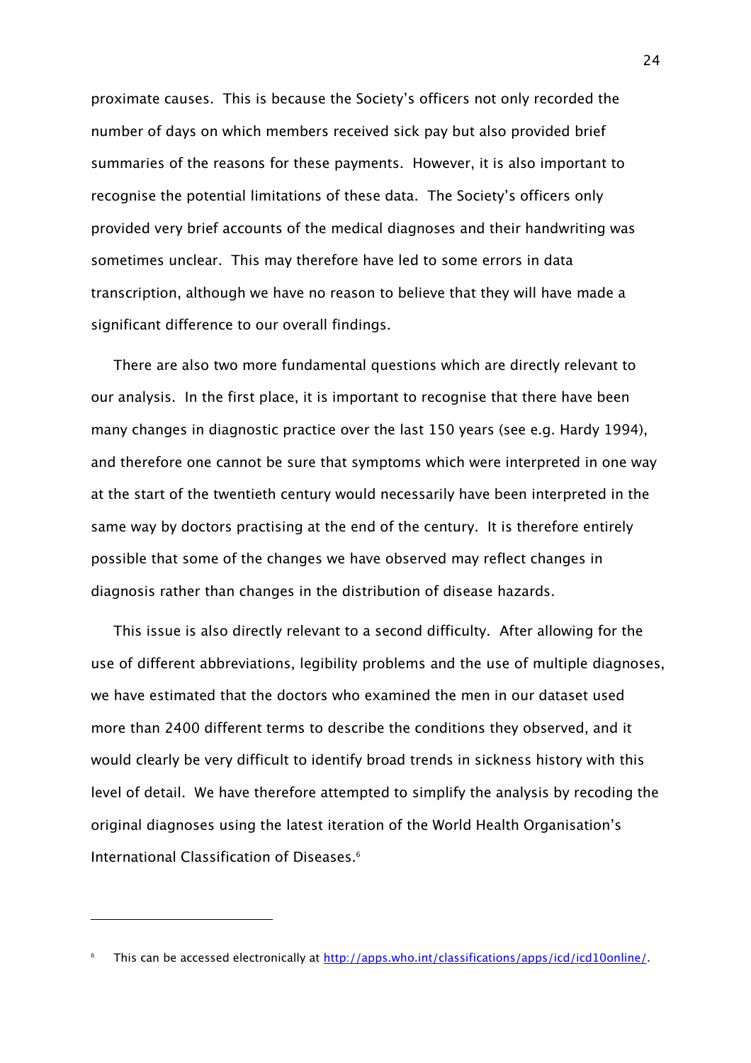proximate causes. This is because the Society's officers not only recorded the number of days on which members received sick pay but also provided brief summaries of the reasons for these payments. However, it is also important to recognise the potential limitations of these data. The Society's officers only provided very brief accounts of the medical diagnoses and their handwriting was sometimes unclear. This may therefore have led to some errors in data transcription, although we have no reason to believe that they will have made a significant difference to our overall findings.

There are also two more fundamental questions which are directly relevant to our analysis. In the first place, it is important to recognise that there have been many changes in diagnostic practice over the last 150 years (see e.g. Hardy 1994), and therefore one cannot be sure that symptoms which were interpreted in one way at the start of the twentieth century would necessarily have been interpreted in the same way by doctors practising at the end of the century. It is therefore entirely possible that some of the changes we have observed may reflect changes in diagnosis rather than changes in the distribution of disease hazards.

This issue is also directly relevant to a second difficulty. After allowing for the use of different abbreviations, legibility problems and the use of multiple diagnoses, we have estimated that the doctors who examined the men in our dataset used more than 2400 different terms to describe the conditions they observed, and it would clearly be very difficult to identify broad trends in sickness history with this level of detail. We have therefore attempted to simplify the analysis by recoding the original diagnoses using the latest iteration of the World Health Organisation's International Classification of Diseases.[6]

---

[6] This can be accessed electronically at http://apps.who.int/classifications/apps/icd/icd10online/.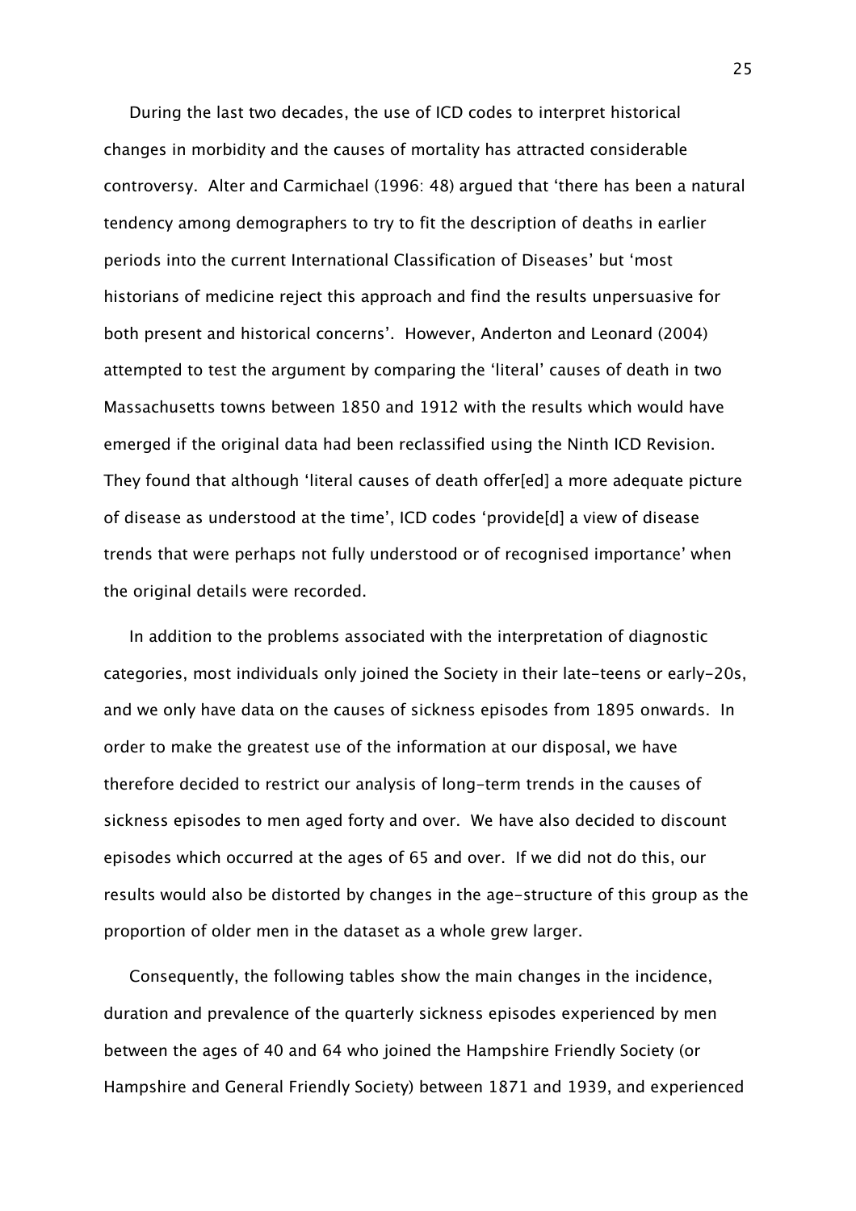During the last two decades, the use of ICD codes to interpret historical changes in morbidity and the causes of mortality has attracted considerable controversy. Alter and Carmichael (1996: 48) argued that 'there has been a natural tendency among demographers to try to fit the description of deaths in earlier periods into the current International Classification of Diseases' but 'most historians of medicine reject this approach and find the results unpersuasive for both present and historical concerns'. However, Anderton and Leonard (2004) attempted to test the argument by comparing the 'literal' causes of death in two Massachusetts towns between 1850 and 1912 with the results which would have emerged if the original data had been reclassified using the Ninth ICD Revision. They found that although 'literal causes of death offer[ed] a more adequate picture of disease as understood at the time', ICD codes 'provide[d] a view of disease trends that were perhaps not fully understood or of recognised importance' when the original details were recorded.

In addition to the problems associated with the interpretation of diagnostic categories, most individuals only joined the Society in their late-teens or early-20s, and we only have data on the causes of sickness episodes from 1895 onwards. In order to make the greatest use of the information at our disposal, we have therefore decided to restrict our analysis of long-term trends in the causes of sickness episodes to men aged forty and over. We have also decided to discount episodes which occurred at the ages of 65 and over. If we did not do this, our results would also be distorted by changes in the age-structure of this group as the proportion of older men in the dataset as a whole grew larger.

Consequently, the following tables show the main changes in the incidence, duration and prevalence of the quarterly sickness episodes experienced by men between the ages of 40 and 64 who joined the Hampshire Friendly Society (or Hampshire and General Friendly Society) between 1871 and 1939, and experienced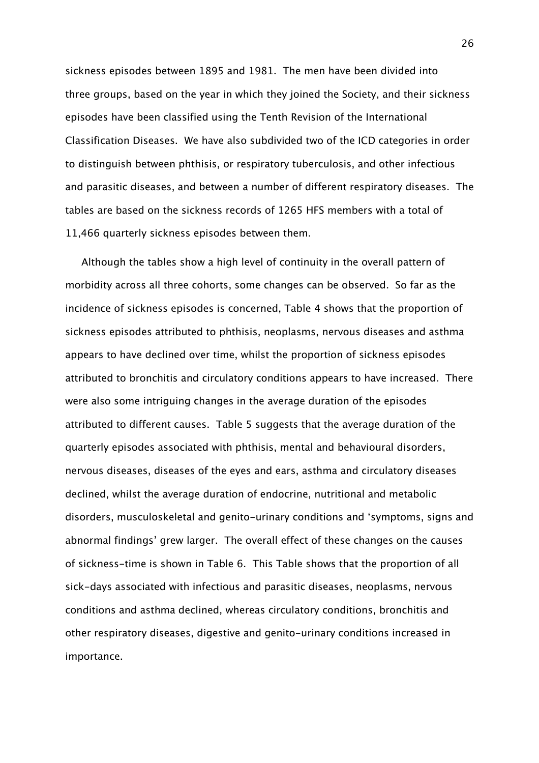sickness episodes between 1895 and 1981. The men have been divided into three groups, based on the year in which they joined the Society, and their sickness episodes have been classified using the Tenth Revision of the International Classification Diseases. We have also subdivided two of the ICD categories in order to distinguish between phthisis, or respiratory tuberculosis, and other infectious and parasitic diseases, and between a number of different respiratory diseases. The tables are based on the sickness records of 1265 HFS members with a total of 11,466 quarterly sickness episodes between them.

Although the tables show a high level of continuity in the overall pattern of morbidity across all three cohorts, some changes can be observed. So far as the incidence of sickness episodes is concerned, Table 4 shows that the proportion of sickness episodes attributed to phthisis, neoplasms, nervous diseases and asthma appears to have declined over time, whilst the proportion of sickness episodes attributed to bronchitis and circulatory conditions appears to have increased. There were also some intriguing changes in the average duration of the episodes attributed to different causes. Table 5 suggests that the average duration of the quarterly episodes associated with phthisis, mental and behavioural disorders, nervous diseases, diseases of the eyes and ears, asthma and circulatory diseases declined, whilst the average duration of endocrine, nutritional and metabolic disorders, musculoskeletal and genito-urinary conditions and 'symptoms, signs and abnormal findings' grew larger. The overall effect of these changes on the causes of sickness-time is shown in Table 6. This Table shows that the proportion of all sick-days associated with infectious and parasitic diseases, neoplasms, nervous conditions and asthma declined, whereas circulatory conditions, bronchitis and other respiratory diseases, digestive and genito-urinary conditions increased in importance.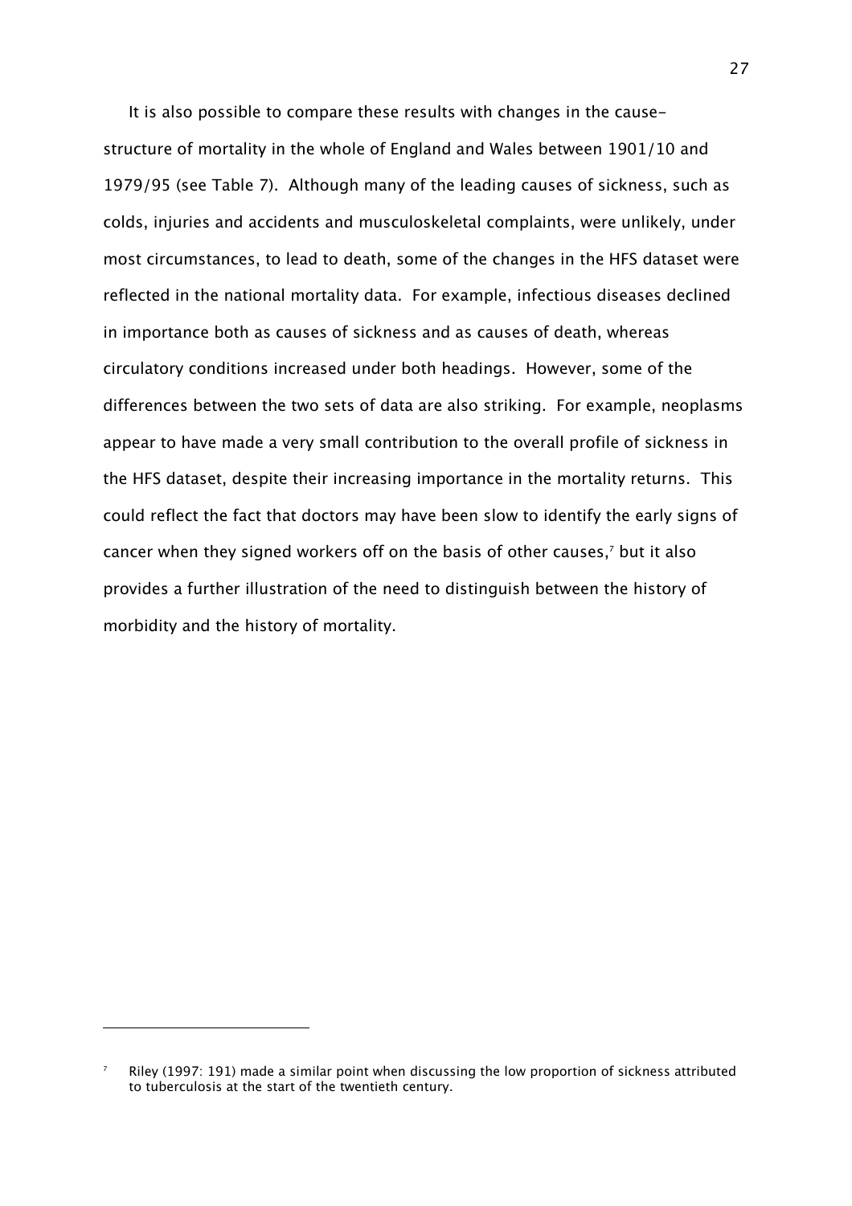It is also possible to compare these results with changes in the cause-structure of mortality in the whole of England and Wales between 1901/10 and 1979/95 (see Table 7). Although many of the leading causes of sickness, such as colds, injuries and accidents and musculoskeletal complaints, were unlikely, under most circumstances, to lead to death, some of the changes in the HFS dataset were reflected in the national mortality data. For example, infectious diseases declined in importance both as causes of sickness and as causes of death, whereas circulatory conditions increased under both headings. However, some of the differences between the two sets of data are also striking. For example, neoplasms appear to have made a very small contribution to the overall profile of sickness in the HFS dataset, despite their increasing importance in the mortality returns. This could reflect the fact that doctors may have been slow to identify the early signs of cancer when they signed workers off on the basis of other causes,[7] but it also provides a further illustration of the need to distinguish between the history of morbidity and the history of mortality.

---

[7] Riley (1997: 191) made a similar point when discussing the low proportion of sickness attributed to tuberculosis at the start of the twentieth century.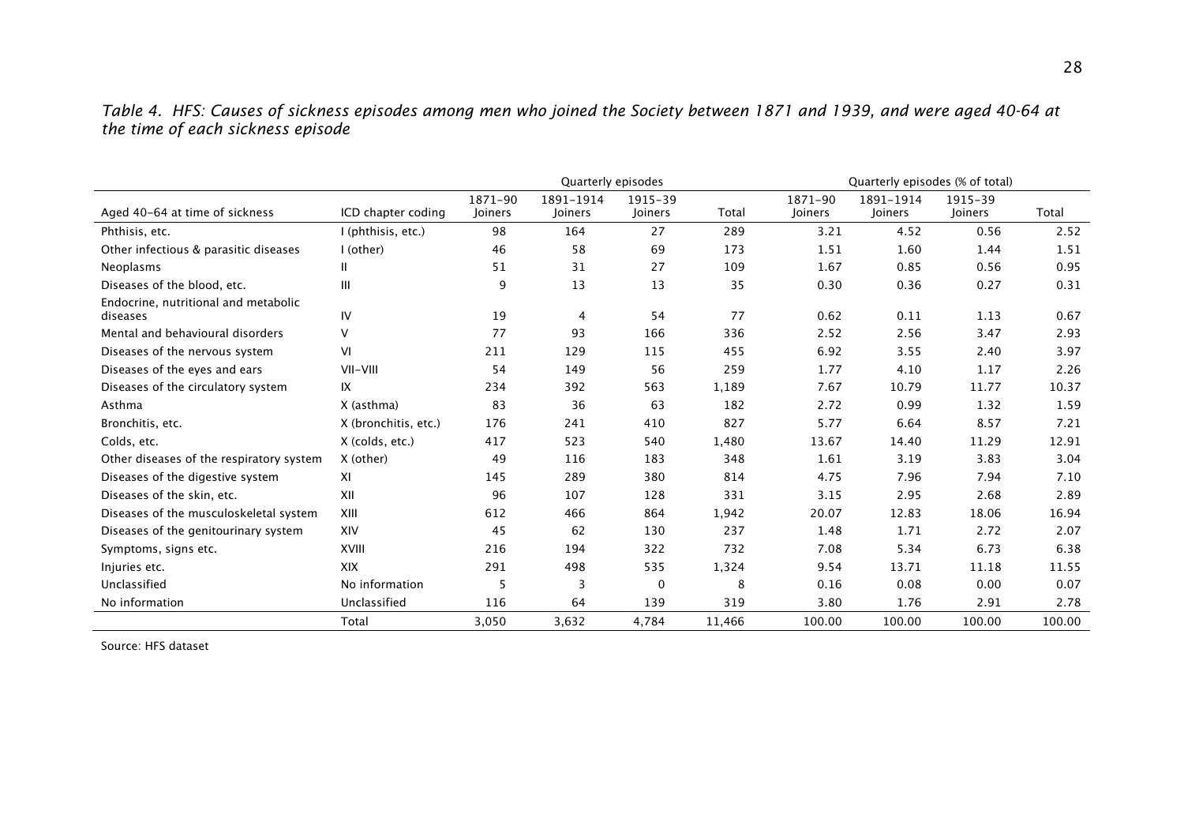*Table 4. HFS: Causes of sickness episodes among men who joined the Society between 1871 and 1939, and were aged 40-64 at the time of each sickness episode*

| | | Quarterly episodes | | | | Quarterly episodes (% of total) | | | |
|---|---|---|---|---|---|---|---|---|---|
| Aged 40–64 at time of sickness | ICD chapter coding | 1871–90 Joiners | 1891–1914 Joiners | 1915–39 Joiners | Total | 1871–90 Joiners | 1891–1914 Joiners | 1915–39 Joiners | Total |
| Phthisis, etc. | I (phthisis, etc.) | 98 | 164 | 27 | 289 | 3.21 | 4.52 | 0.56 | 2.52 |
| Other infectious & parasitic diseases | I (other) | 46 | 58 | 69 | 173 | 1.51 | 1.60 | 1.44 | 1.51 |
| Neoplasms | II | 51 | 31 | 27 | 109 | 1.67 | 0.85 | 0.56 | 0.95 |
| Diseases of the blood, etc. | III | 9 | 13 | 13 | 35 | 0.30 | 0.36 | 0.27 | 0.31 |
| Endocrine, nutritional and metabolic diseases | IV | 19 | 4 | 54 | 77 | 0.62 | 0.11 | 1.13 | 0.67 |
| Mental and behavioural disorders | V | 77 | 93 | 166 | 336 | 2.52 | 2.56 | 3.47 | 2.93 |
| Diseases of the nervous system | VI | 211 | 129 | 115 | 455 | 6.92 | 3.55 | 2.40 | 3.97 |
| Diseases of the eyes and ears | VII–VIII | 54 | 149 | 56 | 259 | 1.77 | 4.10 | 1.17 | 2.26 |
| Diseases of the circulatory system | IX | 234 | 392 | 563 | 1,189 | 7.67 | 10.79 | 11.77 | 10.37 |
| Asthma | X (asthma) | 83 | 36 | 63 | 182 | 2.72 | 0.99 | 1.32 | 1.59 |
| Bronchitis, etc. | X (bronchitis, etc.) | 176 | 241 | 410 | 827 | 5.77 | 6.64 | 8.57 | 7.21 |
| Colds, etc. | X (colds, etc.) | 417 | 523 | 540 | 1,480 | 13.67 | 14.40 | 11.29 | 12.91 |
| Other diseases of the respiratory system | X (other) | 49 | 116 | 183 | 348 | 1.61 | 3.19 | 3.83 | 3.04 |
| Diseases of the digestive system | XI | 145 | 289 | 380 | 814 | 4.75 | 7.96 | 7.94 | 7.10 |
| Diseases of the skin, etc. | XII | 96 | 107 | 128 | 331 | 3.15 | 2.95 | 2.68 | 2.89 |
| Diseases of the musculoskeletal system | XIII | 612 | 466 | 864 | 1,942 | 20.07 | 12.83 | 18.06 | 16.94 |
| Diseases of the genitourinary system | XIV | 45 | 62 | 130 | 237 | 1.48 | 1.71 | 2.72 | 2.07 |
| Symptoms, signs etc. | XVIII | 216 | 194 | 322 | 732 | 7.08 | 5.34 | 6.73 | 6.38 |
| Injuries etc. | XIX | 291 | 498 | 535 | 1,324 | 9.54 | 13.71 | 11.18 | 11.55 |
| Unclassified | No information | 5 | 3 | 0 | 8 | 0.16 | 0.08 | 0.00 | 0.07 |
| No information | Unclassified | 116 | 64 | 139 | 319 | 3.80 | 1.76 | 2.91 | 2.78 |
| | Total | 3,050 | 3,632 | 4,784 | 11,466 | 100.00 | 100.00 | 100.00 | 100.00 |

Source: HFS dataset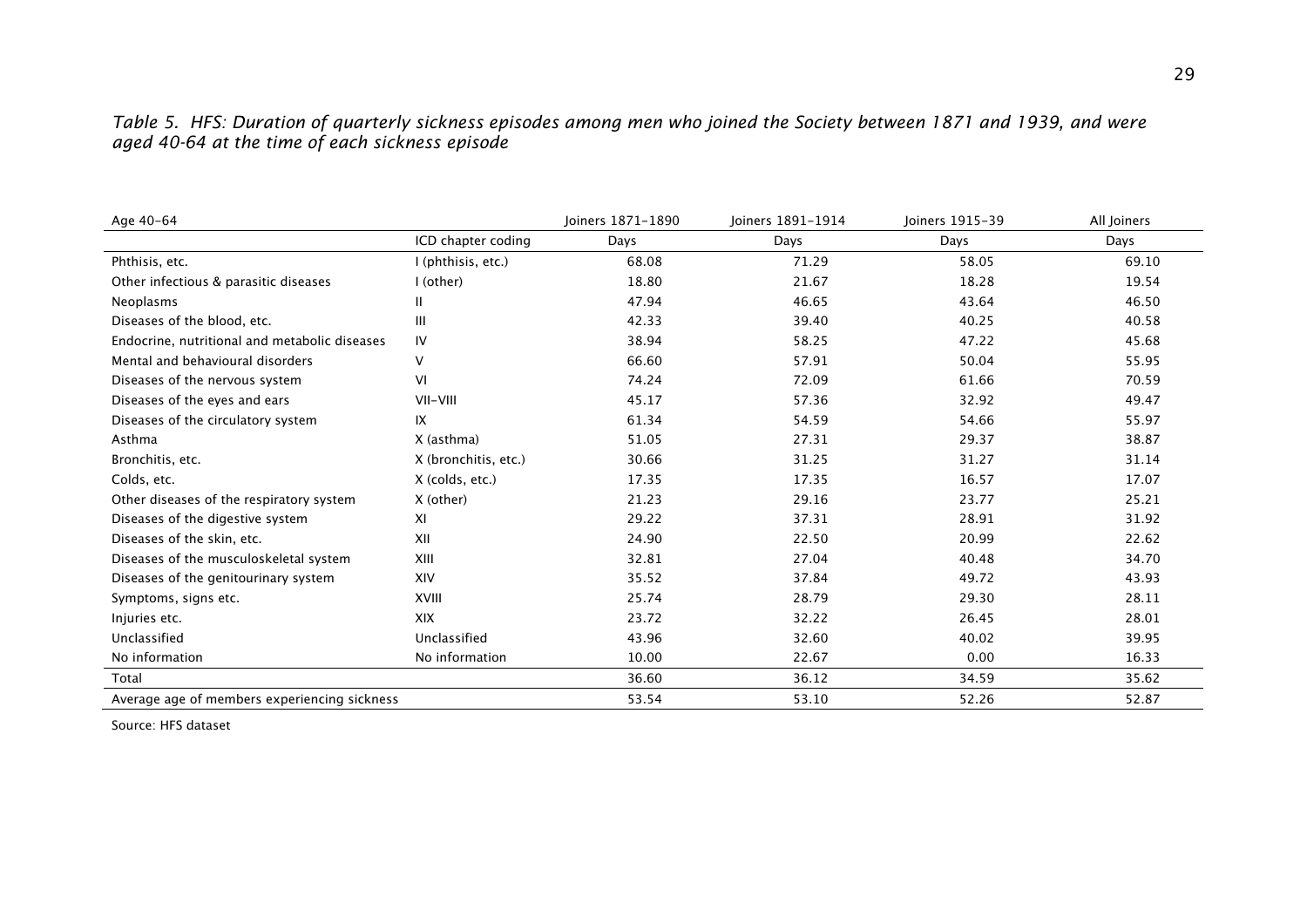*Table 5. HFS: Duration of quarterly sickness episodes among men who joined the Society between 1871 and 1939, and were aged 40-64 at the time of each sickness episode*

| Age 40–64 | | Joiners 1871–1890 | Joiners 1891–1914 | Joiners 1915–39 | All Joiners |
|---|---|---|---|---|---|
| | ICD chapter coding | Days | Days | Days | Days |
| Phthisis, etc. | I (phthisis, etc.) | 68.08 | 71.29 | 58.05 | 69.10 |
| Other infectious & parasitic diseases | I (other) | 18.80 | 21.67 | 18.28 | 19.54 |
| Neoplasms | II | 47.94 | 46.65 | 43.64 | 46.50 |
| Diseases of the blood, etc. | III | 42.33 | 39.40 | 40.25 | 40.58 |
| Endocrine, nutritional and metabolic diseases | IV | 38.94 | 58.25 | 47.22 | 45.68 |
| Mental and behavioural disorders | V | 66.60 | 57.91 | 50.04 | 55.95 |
| Diseases of the nervous system | VI | 74.24 | 72.09 | 61.66 | 70.59 |
| Diseases of the eyes and ears | VII–VIII | 45.17 | 57.36 | 32.92 | 49.47 |
| Diseases of the circulatory system | IX | 61.34 | 54.59 | 54.66 | 55.97 |
| Asthma | X (asthma) | 51.05 | 27.31 | 29.37 | 38.87 |
| Bronchitis, etc. | X (bronchitis, etc.) | 30.66 | 31.25 | 31.27 | 31.14 |
| Colds, etc. | X (colds, etc.) | 17.35 | 17.35 | 16.57 | 17.07 |
| Other diseases of the respiratory system | X (other) | 21.23 | 29.16 | 23.77 | 25.21 |
| Diseases of the digestive system | XI | 29.22 | 37.31 | 28.91 | 31.92 |
| Diseases of the skin, etc. | XII | 24.90 | 22.50 | 20.99 | 22.62 |
| Diseases of the musculoskeletal system | XIII | 32.81 | 27.04 | 40.48 | 34.70 |
| Diseases of the genitourinary system | XIV | 35.52 | 37.84 | 49.72 | 43.93 |
| Symptoms, signs etc. | XVIII | 25.74 | 28.79 | 29.30 | 28.11 |
| Injuries etc. | XIX | 23.72 | 32.22 | 26.45 | 28.01 |
| Unclassified | Unclassified | 43.96 | 32.60 | 40.02 | 39.95 |
| No information | No information | 10.00 | 22.67 | 0.00 | 16.33 |
| Total | | 36.60 | 36.12 | 34.59 | 35.62 |
| Average age of members experiencing sickness | | 53.54 | 53.10 | 52.26 | 52.87 |

Source: HFS dataset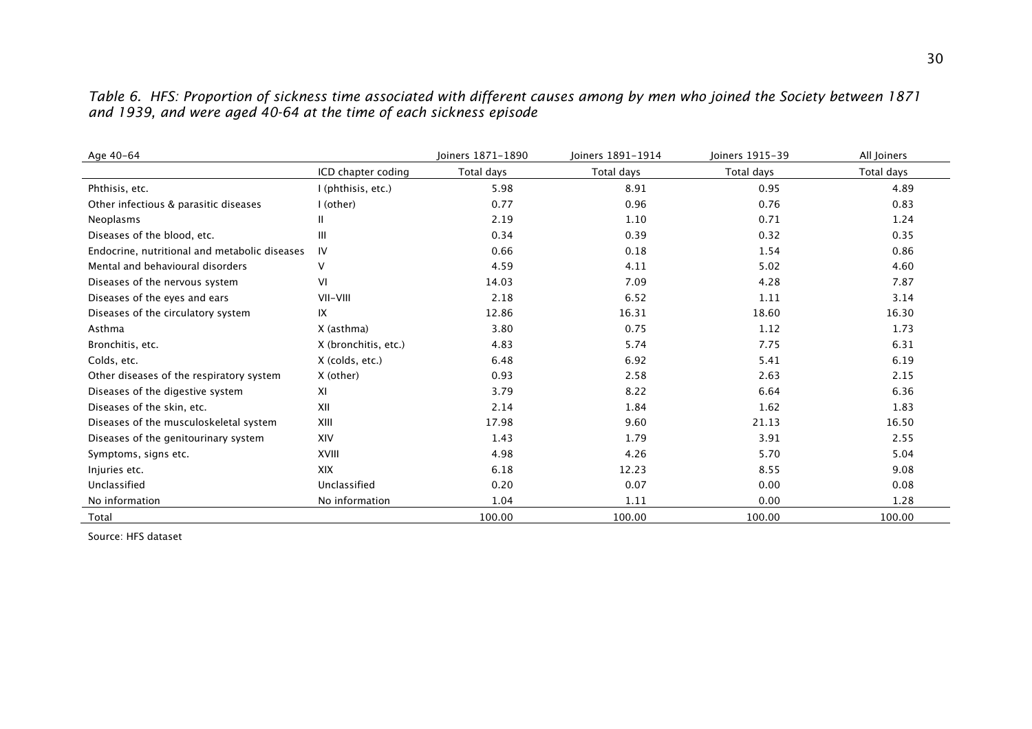*Table 6. HFS: Proportion of sickness time associated with different causes among by men who joined the Society between 1871 and 1939, and were aged 40-64 at the time of each sickness episode*

| Age 40–64 | | Joiners 1871–1890 | Joiners 1891–1914 | Joiners 1915–39 | All Joiners |
|---|---|---|---|---|---|
| | ICD chapter coding | Total days | Total days | Total days | Total days |
| Phthisis, etc. | I (phthisis, etc.) | 5.98 | 8.91 | 0.95 | 4.89 |
| Other infectious & parasitic diseases | I (other) | 0.77 | 0.96 | 0.76 | 0.83 |
| Neoplasms | II | 2.19 | 1.10 | 0.71 | 1.24 |
| Diseases of the blood, etc. | III | 0.34 | 0.39 | 0.32 | 0.35 |
| Endocrine, nutritional and metabolic diseases | IV | 0.66 | 0.18 | 1.54 | 0.86 |
| Mental and behavioural disorders | V | 4.59 | 4.11 | 5.02 | 4.60 |
| Diseases of the nervous system | VI | 14.03 | 7.09 | 4.28 | 7.87 |
| Diseases of the eyes and ears | VII–VIII | 2.18 | 6.52 | 1.11 | 3.14 |
| Diseases of the circulatory system | IX | 12.86 | 16.31 | 18.60 | 16.30 |
| Asthma | X (asthma) | 3.80 | 0.75 | 1.12 | 1.73 |
| Bronchitis, etc. | X (bronchitis, etc.) | 4.83 | 5.74 | 7.75 | 6.31 |
| Colds, etc. | X (colds, etc.) | 6.48 | 6.92 | 5.41 | 6.19 |
| Other diseases of the respiratory system | X (other) | 0.93 | 2.58 | 2.63 | 2.15 |
| Diseases of the digestive system | XI | 3.79 | 8.22 | 6.64 | 6.36 |
| Diseases of the skin, etc. | XII | 2.14 | 1.84 | 1.62 | 1.83 |
| Diseases of the musculoskeletal system | XIII | 17.98 | 9.60 | 21.13 | 16.50 |
| Diseases of the genitourinary system | XIV | 1.43 | 1.79 | 3.91 | 2.55 |
| Symptoms, signs etc. | XVIII | 4.98 | 4.26 | 5.70 | 5.04 |
| Injuries etc. | XIX | 6.18 | 12.23 | 8.55 | 9.08 |
| Unclassified | Unclassified | 0.20 | 0.07 | 0.00 | 0.08 |
| No information | No information | 1.04 | 1.11 | 0.00 | 1.28 |
| Total | | 100.00 | 100.00 | 100.00 | 100.00 |

Source: HFS dataset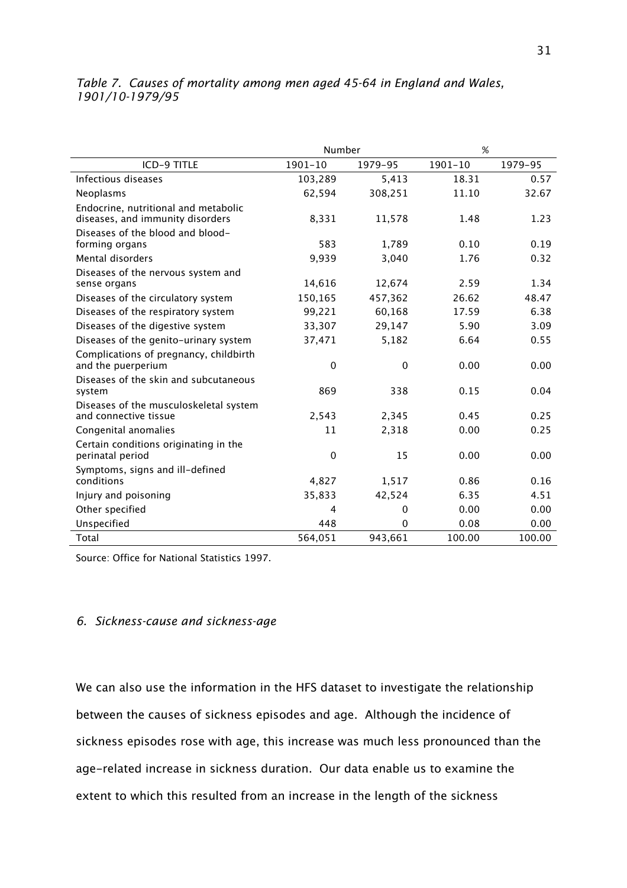*Table 7. Causes of mortality among men aged 45-64 in England and Wales, 1901/10-1979/95*

| | Number | | % | |
|---|---|---|---|---|
| ICD-9 TITLE | 1901-10 | 1979-95 | 1901-10 | 1979-95 |
| Infectious diseases | 103,289 | 5,413 | 18.31 | 0.57 |
| Neoplasms | 62,594 | 308,251 | 11.10 | 32.67 |
| Endocrine, nutritional and metabolic diseases, and immunity disorders | 8,331 | 11,578 | 1.48 | 1.23 |
| Diseases of the blood and blood-forming organs | 583 | 1,789 | 0.10 | 0.19 |
| Mental disorders | 9,939 | 3,040 | 1.76 | 0.32 |
| Diseases of the nervous system and sense organs | 14,616 | 12,674 | 2.59 | 1.34 |
| Diseases of the circulatory system | 150,165 | 457,362 | 26.62 | 48.47 |
| Diseases of the respiratory system | 99,221 | 60,168 | 17.59 | 6.38 |
| Diseases of the digestive system | 33,307 | 29,147 | 5.90 | 3.09 |
| Diseases of the genito-urinary system | 37,471 | 5,182 | 6.64 | 0.55 |
| Complications of pregnancy, childbirth and the puerperium | 0 | 0 | 0.00 | 0.00 |
| Diseases of the skin and subcutaneous system | 869 | 338 | 0.15 | 0.04 |
| Diseases of the musculoskeletal system and connective tissue | 2,543 | 2,345 | 0.45 | 0.25 |
| Congenital anomalies | 11 | 2,318 | 0.00 | 0.25 |
| Certain conditions originating in the perinatal period | 0 | 15 | 0.00 | 0.00 |
| Symptoms, signs and ill-defined conditions | 4,827 | 1,517 | 0.86 | 0.16 |
| Injury and poisoning | 35,833 | 42,524 | 6.35 | 4.51 |
| Other specified | 4 | 0 | 0.00 | 0.00 |
| Unspecified | 448 | 0 | 0.08 | 0.00 |
| Total | 564,051 | 943,661 | 100.00 | 100.00 |

Source: Office for National Statistics 1997.

## *6. Sickness-cause and sickness-age*

We can also use the information in the HFS dataset to investigate the relationship between the causes of sickness episodes and age. Although the incidence of sickness episodes rose with age, this increase was much less pronounced than the age-related increase in sickness duration. Our data enable us to examine the extent to which this resulted from an increase in the length of the sickness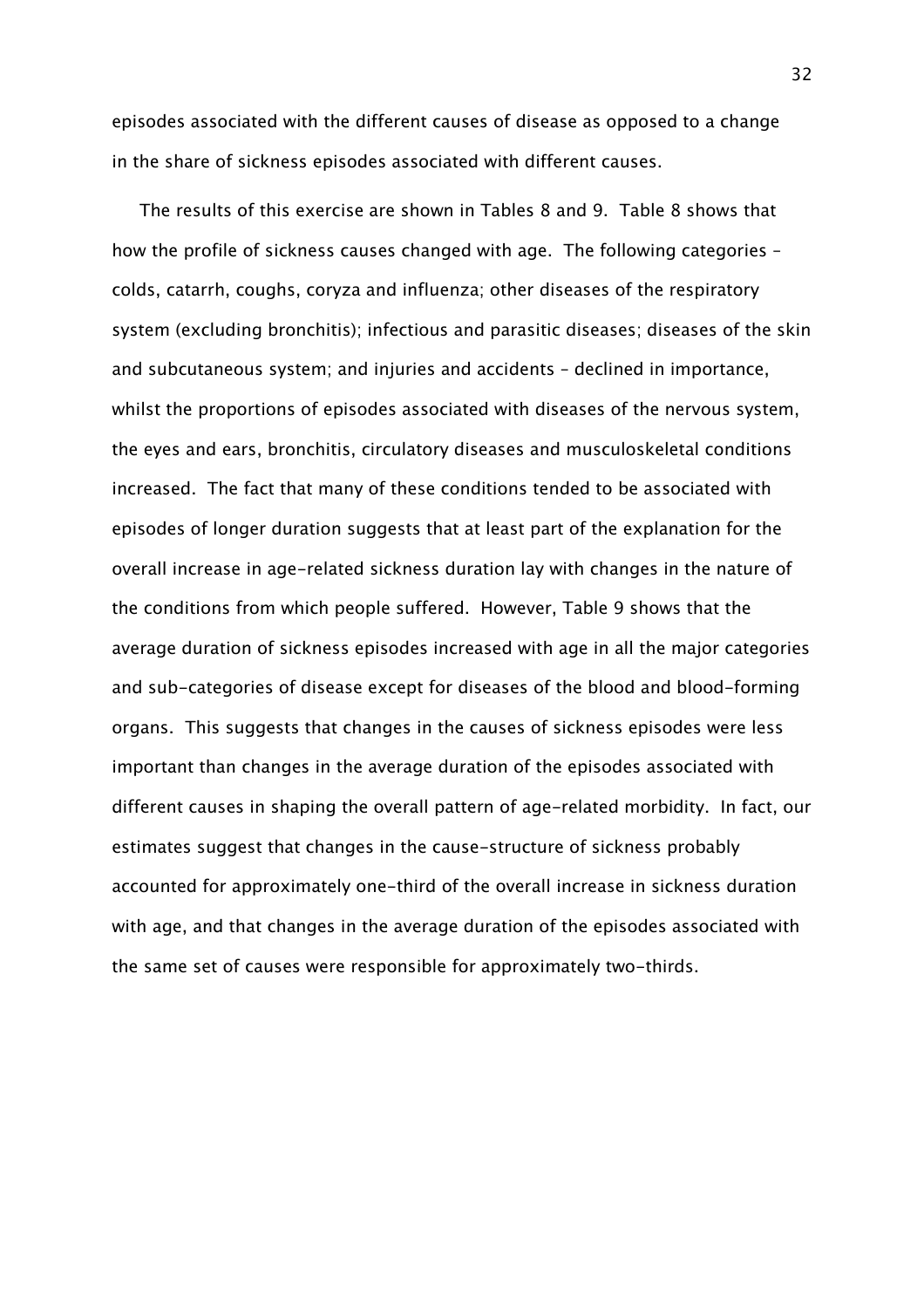episodes associated with the different causes of disease as opposed to a change in the share of sickness episodes associated with different causes.

The results of this exercise are shown in Tables 8 and 9. Table 8 shows that how the profile of sickness causes changed with age. The following categories – colds, catarrh, coughs, coryza and influenza; other diseases of the respiratory system (excluding bronchitis); infectious and parasitic diseases; diseases of the skin and subcutaneous system; and injuries and accidents – declined in importance, whilst the proportions of episodes associated with diseases of the nervous system, the eyes and ears, bronchitis, circulatory diseases and musculoskeletal conditions increased. The fact that many of these conditions tended to be associated with episodes of longer duration suggests that at least part of the explanation for the overall increase in age-related sickness duration lay with changes in the nature of the conditions from which people suffered. However, Table 9 shows that the average duration of sickness episodes increased with age in all the major categories and sub-categories of disease except for diseases of the blood and blood-forming organs. This suggests that changes in the causes of sickness episodes were less important than changes in the average duration of the episodes associated with different causes in shaping the overall pattern of age-related morbidity. In fact, our estimates suggest that changes in the cause-structure of sickness probably accounted for approximately one-third of the overall increase in sickness duration with age, and that changes in the average duration of the episodes associated with the same set of causes were responsible for approximately two-thirds.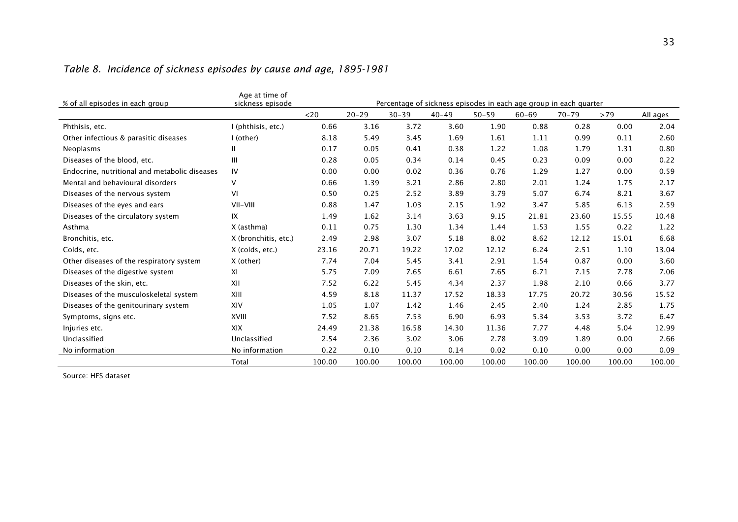*Table 8. Incidence of sickness episodes by cause and age, 1895-1981*

| % of all episodes in each group | Age at time of sickness episode | Percentage of sickness episodes in each age group in each quarter | | | | | | | | |
|---|---|---|---|---|---|---|---|---|---|---|
| | | <20 | 20–29 | 30–39 | 40–49 | 50–59 | 60–69 | 70–79 | >79 | All ages |
| Phthisis, etc. | I (phthisis, etc.) | 0.66 | 3.16 | 3.72 | 3.60 | 1.90 | 0.88 | 0.28 | 0.00 | 2.04 |
| Other infectious & parasitic diseases | I (other) | 8.18 | 5.49 | 3.45 | 1.69 | 1.61 | 1.11 | 0.99 | 0.11 | 2.60 |
| Neoplasms | II | 0.17 | 0.05 | 0.41 | 0.38 | 1.22 | 1.08 | 1.79 | 1.31 | 0.80 |
| Diseases of the blood, etc. | III | 0.28 | 0.05 | 0.34 | 0.14 | 0.45 | 0.23 | 0.09 | 0.00 | 0.22 |
| Endocrine, nutritional and metabolic diseases | IV | 0.00 | 0.00 | 0.02 | 0.36 | 0.76 | 1.29 | 1.27 | 0.00 | 0.59 |
| Mental and behavioural disorders | V | 0.66 | 1.39 | 3.21 | 2.86 | 2.80 | 2.01 | 1.24 | 1.75 | 2.17 |
| Diseases of the nervous system | VI | 0.50 | 0.25 | 2.52 | 3.89 | 3.79 | 5.07 | 6.74 | 8.21 | 3.67 |
| Diseases of the eyes and ears | VII–VIII | 0.88 | 1.47 | 1.03 | 2.15 | 1.92 | 3.47 | 5.85 | 6.13 | 2.59 |
| Diseases of the circulatory system | IX | 1.49 | 1.62 | 3.14 | 3.63 | 9.15 | 21.81 | 23.60 | 15.55 | 10.48 |
| Asthma | X (asthma) | 0.11 | 0.75 | 1.30 | 1.34 | 1.44 | 1.53 | 1.55 | 0.22 | 1.22 |
| Bronchitis, etc. | X (bronchitis, etc.) | 2.49 | 2.98 | 3.07 | 5.18 | 8.02 | 8.62 | 12.12 | 15.01 | 6.68 |
| Colds, etc. | X (colds, etc.) | 23.16 | 20.71 | 19.22 | 17.02 | 12.12 | 6.24 | 2.51 | 1.10 | 13.04 |
| Other diseases of the respiratory system | X (other) | 7.74 | 7.04 | 5.45 | 3.41 | 2.91 | 1.54 | 0.87 | 0.00 | 3.60 |
| Diseases of the digestive system | XI | 5.75 | 7.09 | 7.65 | 6.61 | 7.65 | 6.71 | 7.15 | 7.78 | 7.06 |
| Diseases of the skin, etc. | XII | 7.52 | 6.22 | 5.45 | 4.34 | 2.37 | 1.98 | 2.10 | 0.66 | 3.77 |
| Diseases of the musculoskeletal system | XIII | 4.59 | 8.18 | 11.37 | 17.52 | 18.33 | 17.75 | 20.72 | 30.56 | 15.52 |
| Diseases of the genitourinary system | XIV | 1.05 | 1.07 | 1.42 | 1.46 | 2.45 | 2.40 | 1.24 | 2.85 | 1.75 |
| Symptoms, signs etc. | XVIII | 7.52 | 8.65 | 7.53 | 6.90 | 6.93 | 5.34 | 3.53 | 3.72 | 6.47 |
| Injuries etc. | XIX | 24.49 | 21.38 | 16.58 | 14.30 | 11.36 | 7.77 | 4.48 | 5.04 | 12.99 |
| Unclassified | Unclassified | 2.54 | 2.36 | 3.02 | 3.06 | 2.78 | 3.09 | 1.89 | 0.00 | 2.66 |
| No information | No information | 0.22 | 0.10 | 0.10 | 0.14 | 0.02 | 0.10 | 0.00 | 0.00 | 0.09 |
| | Total | 100.00 | 100.00 | 100.00 | 100.00 | 100.00 | 100.00 | 100.00 | 100.00 | 100.00 |

Source: HFS dataset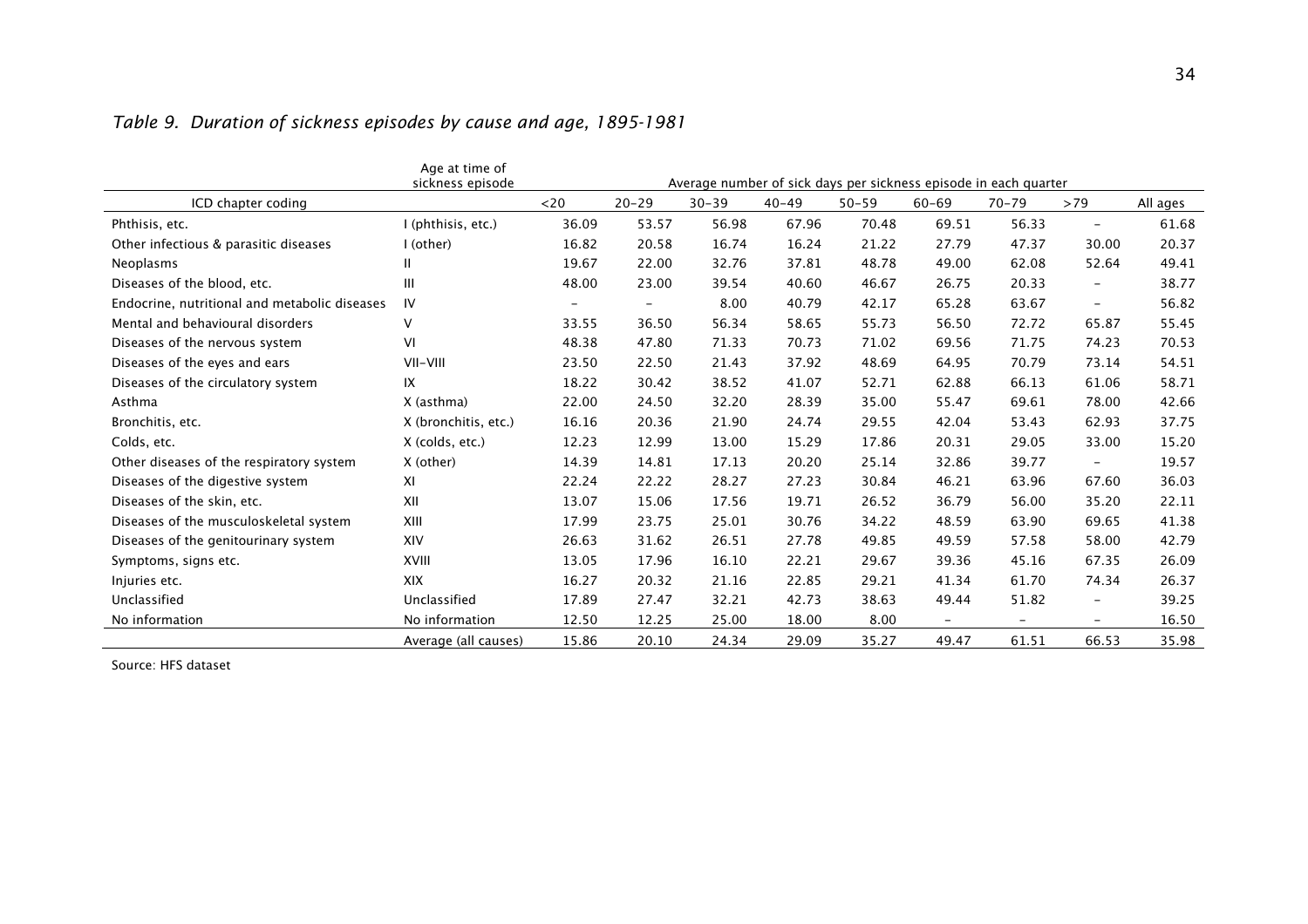*Table 9. Duration of sickness episodes by cause and age, 1895-1981*

| | Age at time of sickness episode | Average number of sick days per sickness episode in each quarter | | | | | | | | |
|---|---|---|---|---|---|---|---|---|---|---|
| ICD chapter coding | | <20 | 20–29 | 30–39 | 40–49 | 50–59 | 60–69 | 70–79 | >79 | All ages |
| Phthisis, etc. | I (phthisis, etc.) | 36.09 | 53.57 | 56.98 | 67.96 | 70.48 | 69.51 | 56.33 | – | 61.68 |
| Other infectious & parasitic diseases | I (other) | 16.82 | 20.58 | 16.74 | 16.24 | 21.22 | 27.79 | 47.37 | 30.00 | 20.37 |
| Neoplasms | II | 19.67 | 22.00 | 32.76 | 37.81 | 48.78 | 49.00 | 62.08 | 52.64 | 49.41 |
| Diseases of the blood, etc. | III | 48.00 | 23.00 | 39.54 | 40.60 | 46.67 | 26.75 | 20.33 | – | 38.77 |
| Endocrine, nutritional and metabolic diseases | IV | – | – | 8.00 | 40.79 | 42.17 | 65.28 | 63.67 | – | 56.82 |
| Mental and behavioural disorders | V | 33.55 | 36.50 | 56.34 | 58.65 | 55.73 | 56.50 | 72.72 | 65.87 | 55.45 |
| Diseases of the nervous system | VI | 48.38 | 47.80 | 71.33 | 70.73 | 71.02 | 69.56 | 71.75 | 74.23 | 70.53 |
| Diseases of the eyes and ears | VII–VIII | 23.50 | 22.50 | 21.43 | 37.92 | 48.69 | 64.95 | 70.79 | 73.14 | 54.51 |
| Diseases of the circulatory system | IX | 18.22 | 30.42 | 38.52 | 41.07 | 52.71 | 62.88 | 66.13 | 61.06 | 58.71 |
| Asthma | X (asthma) | 22.00 | 24.50 | 32.20 | 28.39 | 35.00 | 55.47 | 69.61 | 78.00 | 42.66 |
| Bronchitis, etc. | X (bronchitis, etc.) | 16.16 | 20.36 | 21.90 | 24.74 | 29.55 | 42.04 | 53.43 | 62.93 | 37.75 |
| Colds, etc. | X (colds, etc.) | 12.23 | 12.99 | 13.00 | 15.29 | 17.86 | 20.31 | 29.05 | 33.00 | 15.20 |
| Other diseases of the respiratory system | X (other) | 14.39 | 14.81 | 17.13 | 20.20 | 25.14 | 32.86 | 39.77 | – | 19.57 |
| Diseases of the digestive system | XI | 22.24 | 22.22 | 28.27 | 27.23 | 30.84 | 46.21 | 63.96 | 67.60 | 36.03 |
| Diseases of the skin, etc. | XII | 13.07 | 15.06 | 17.56 | 19.71 | 26.52 | 36.79 | 56.00 | 35.20 | 22.11 |
| Diseases of the musculoskeletal system | XIII | 17.99 | 23.75 | 25.01 | 30.76 | 34.22 | 48.59 | 63.90 | 69.65 | 41.38 |
| Diseases of the genitourinary system | XIV | 26.63 | 31.62 | 26.51 | 27.78 | 49.85 | 49.59 | 57.58 | 58.00 | 42.79 |
| Symptoms, signs etc. | XVIII | 13.05 | 17.96 | 16.10 | 22.21 | 29.67 | 39.36 | 45.16 | 67.35 | 26.09 |
| Injuries etc. | XIX | 16.27 | 20.32 | 21.16 | 22.85 | 29.21 | 41.34 | 61.70 | 74.34 | 26.37 |
| Unclassified | Unclassified | 17.89 | 27.47 | 32.21 | 42.73 | 38.63 | 49.44 | 51.82 | – | 39.25 |
| No information | No information | 12.50 | 12.25 | 25.00 | 18.00 | 8.00 | – | – | – | 16.50 |
| | Average (all causes) | 15.86 | 20.10 | 24.34 | 29.09 | 35.27 | 49.47 | 61.51 | 66.53 | 35.98 |

Source: HFS dataset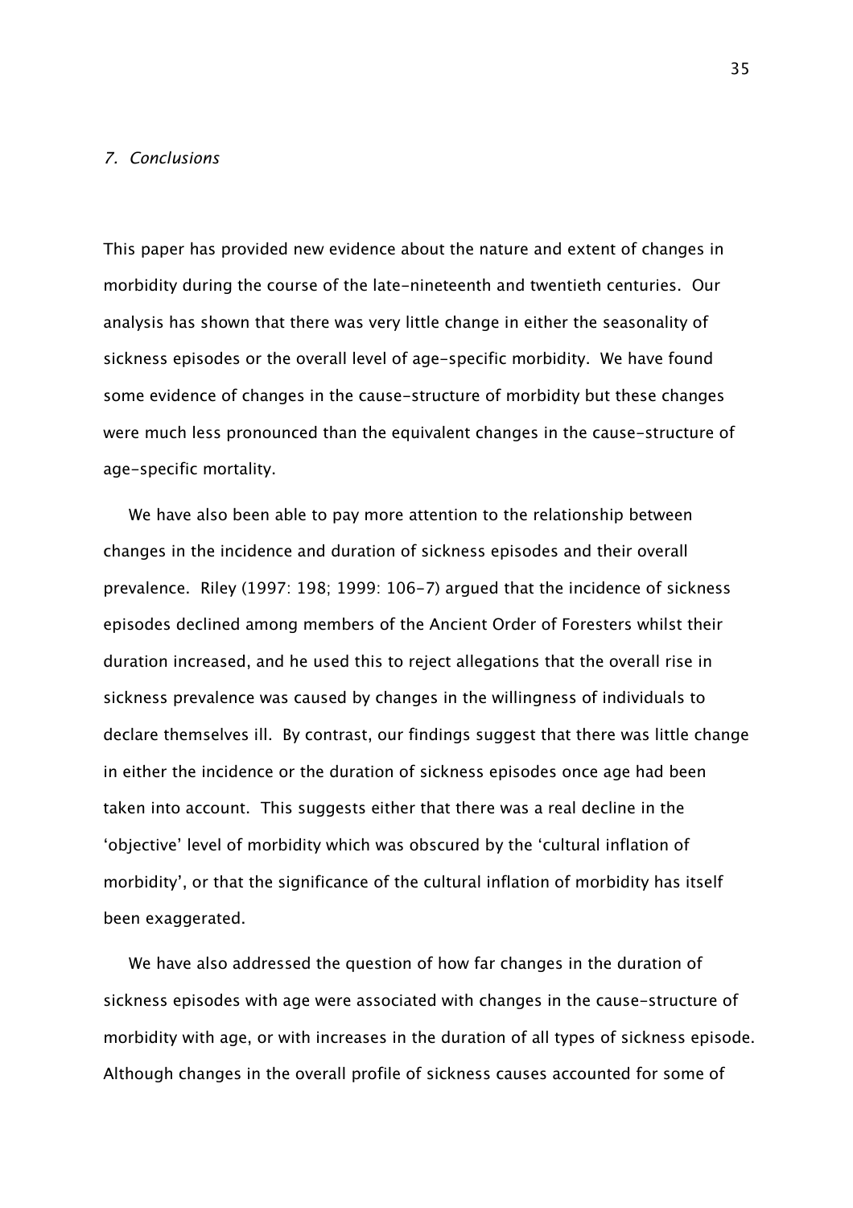## *7. Conclusions*

This paper has provided new evidence about the nature and extent of changes in morbidity during the course of the late-nineteenth and twentieth centuries. Our analysis has shown that there was very little change in either the seasonality of sickness episodes or the overall level of age-specific morbidity. We have found some evidence of changes in the cause-structure of morbidity but these changes were much less pronounced than the equivalent changes in the cause-structure of age-specific mortality.

We have also been able to pay more attention to the relationship between changes in the incidence and duration of sickness episodes and their overall prevalence. Riley (1997: 198; 1999: 106-7) argued that the incidence of sickness episodes declined among members of the Ancient Order of Foresters whilst their duration increased, and he used this to reject allegations that the overall rise in sickness prevalence was caused by changes in the willingness of individuals to declare themselves ill. By contrast, our findings suggest that there was little change in either the incidence or the duration of sickness episodes once age had been taken into account. This suggests either that there was a real decline in the 'objective' level of morbidity which was obscured by the 'cultural inflation of morbidity', or that the significance of the cultural inflation of morbidity has itself been exaggerated.

We have also addressed the question of how far changes in the duration of sickness episodes with age were associated with changes in the cause-structure of morbidity with age, or with increases in the duration of all types of sickness episode. Although changes in the overall profile of sickness causes accounted for some of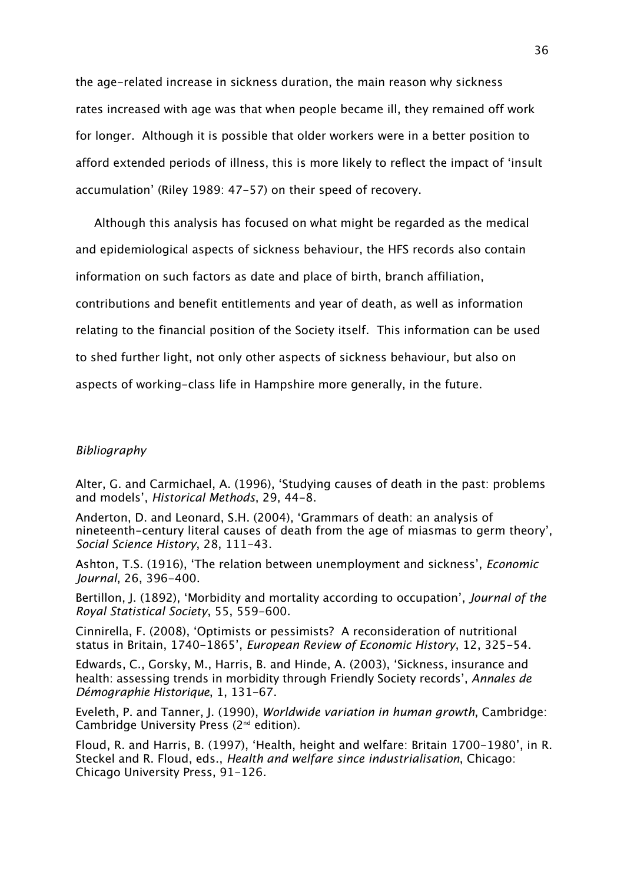the age-related increase in sickness duration, the main reason why sickness rates increased with age was that when people became ill, they remained off work for longer. Although it is possible that older workers were in a better position to afford extended periods of illness, this is more likely to reflect the impact of 'insult accumulation' (Riley 1989: 47-57) on their speed of recovery.

Although this analysis has focused on what might be regarded as the medical and epidemiological aspects of sickness behaviour, the HFS records also contain information on such factors as date and place of birth, branch affiliation, contributions and benefit entitlements and year of death, as well as information relating to the financial position of the Society itself. This information can be used to shed further light, not only other aspects of sickness behaviour, but also on aspects of working-class life in Hampshire more generally, in the future.

*Bibliography*

Alter, G. and Carmichael, A. (1996), 'Studying causes of death in the past: problems and models', *Historical Methods*, 29, 44-8.

Anderton, D. and Leonard, S.H. (2004), 'Grammars of death: an analysis of nineteenth-century literal causes of death from the age of miasmas to germ theory', *Social Science History*, 28, 111-43.

Ashton, T.S. (1916), 'The relation between unemployment and sickness', *Economic Journal*, 26, 396-400.

Bertillon, J. (1892), 'Morbidity and mortality according to occupation', *Journal of the Royal Statistical Society*, 55, 559-600.

Cinnirella, F. (2008), 'Optimists or pessimists? A reconsideration of nutritional status in Britain, 1740-1865', *European Review of Economic History*, 12, 325-54.

Edwards, C., Gorsky, M., Harris, B. and Hinde, A. (2003), 'Sickness, insurance and health: assessing trends in morbidity through Friendly Society records', *Annales de Démographie Historique*, 1, 131-67.

Eveleth, P. and Tanner, J. (1990), *Worldwide variation in human growth*, Cambridge: Cambridge University Press (2nd edition).

Floud, R. and Harris, B. (1997), 'Health, height and welfare: Britain 1700-1980', in R. Steckel and R. Floud, eds., *Health and welfare since industrialisation*, Chicago: Chicago University Press, 91-126.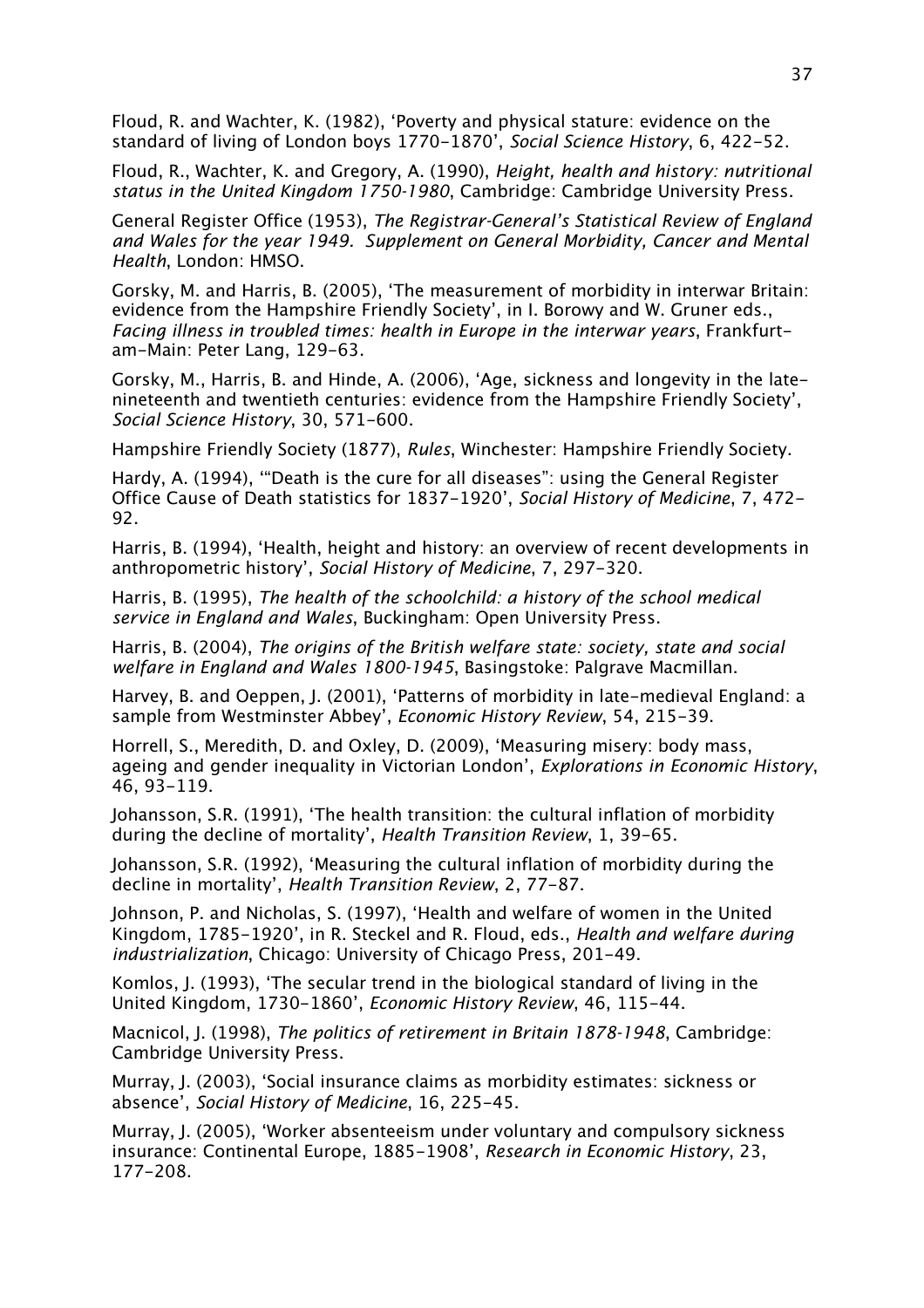Floud, R. and Wachter, K. (1982), 'Poverty and physical stature: evidence on the standard of living of London boys 1770-1870', *Social Science History*, 6, 422-52.

Floud, R., Wachter, K. and Gregory, A. (1990), *Height, health and history: nutritional status in the United Kingdom 1750-1980*, Cambridge: Cambridge University Press.

General Register Office (1953), *The Registrar-General's Statistical Review of England and Wales for the year 1949. Supplement on General Morbidity, Cancer and Mental Health*, London: HMSO.

Gorsky, M. and Harris, B. (2005), 'The measurement of morbidity in interwar Britain: evidence from the Hampshire Friendly Society', in I. Borowy and W. Gruner eds., *Facing illness in troubled times: health in Europe in the interwar years*, Frankfurt-am-Main: Peter Lang, 129-63.

Gorsky, M., Harris, B. and Hinde, A. (2006), 'Age, sickness and longevity in the late-nineteenth and twentieth centuries: evidence from the Hampshire Friendly Society', *Social Science History*, 30, 571-600.

Hampshire Friendly Society (1877), *Rules*, Winchester: Hampshire Friendly Society.

Hardy, A. (1994), '"Death is the cure for all diseases": using the General Register Office Cause of Death statistics for 1837-1920', *Social History of Medicine*, 7, 472-92.

Harris, B. (1994), 'Health, height and history: an overview of recent developments in anthropometric history', *Social History of Medicine*, 7, 297-320.

Harris, B. (1995), *The health of the schoolchild: a history of the school medical service in England and Wales*, Buckingham: Open University Press.

Harris, B. (2004), *The origins of the British welfare state: society, state and social welfare in England and Wales 1800-1945*, Basingstoke: Palgrave Macmillan.

Harvey, B. and Oeppen, J. (2001), 'Patterns of morbidity in late-medieval England: a sample from Westminster Abbey', *Economic History Review*, 54, 215-39.

Horrell, S., Meredith, D. and Oxley, D. (2009), 'Measuring misery: body mass, ageing and gender inequality in Victorian London', *Explorations in Economic History*, 46, 93-119.

Johansson, S.R. (1991), 'The health transition: the cultural inflation of morbidity during the decline of mortality', *Health Transition Review*, 1, 39-65.

Johansson, S.R. (1992), 'Measuring the cultural inflation of morbidity during the decline in mortality', *Health Transition Review*, 2, 77-87.

Johnson, P. and Nicholas, S. (1997), 'Health and welfare of women in the United Kingdom, 1785-1920', in R. Steckel and R. Floud, eds., *Health and welfare during industrialization*, Chicago: University of Chicago Press, 201-49.

Komlos, J. (1993), 'The secular trend in the biological standard of living in the United Kingdom, 1730-1860', *Economic History Review*, 46, 115-44.

Macnicol, J. (1998), *The politics of retirement in Britain 1878-1948*, Cambridge: Cambridge University Press.

Murray, J. (2003), 'Social insurance claims as morbidity estimates: sickness or absence', *Social History of Medicine*, 16, 225-45.

Murray, J. (2005), 'Worker absenteeism under voluntary and compulsory sickness insurance: Continental Europe, 1885-1908', *Research in Economic History*, 23, 177-208.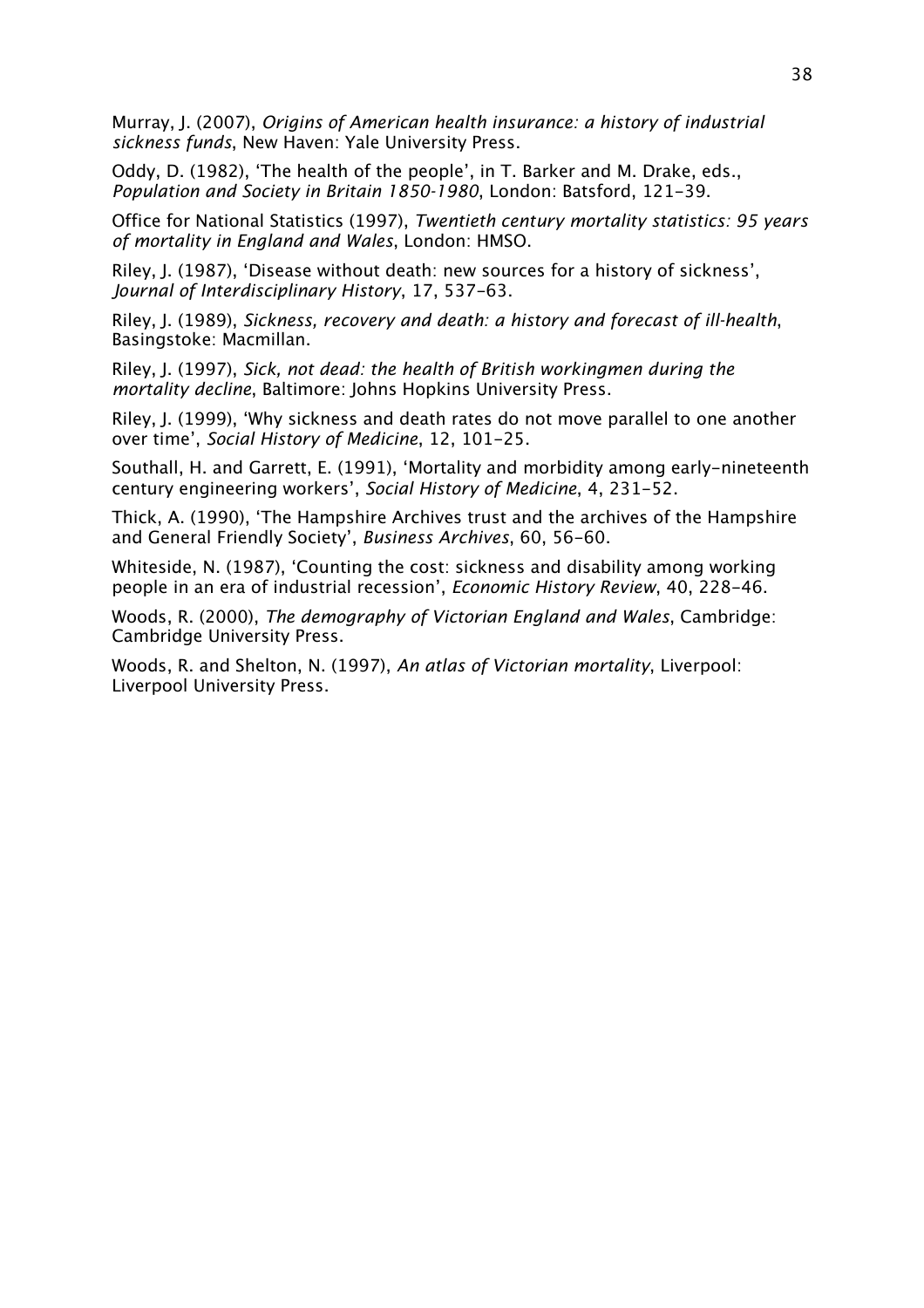Murray, J. (2007), *Origins of American health insurance: a history of industrial sickness funds*, New Haven: Yale University Press.

Oddy, D. (1982), 'The health of the people', in T. Barker and M. Drake, eds., *Population and Society in Britain 1850-1980*, London: Batsford, 121–39.

Office for National Statistics (1997), *Twentieth century mortality statistics: 95 years of mortality in England and Wales*, London: HMSO.

Riley, J. (1987), 'Disease without death: new sources for a history of sickness', *Journal of Interdisciplinary History*, 17, 537–63.

Riley, J. (1989), *Sickness, recovery and death: a history and forecast of ill-health*, Basingstoke: Macmillan.

Riley, J. (1997), *Sick, not dead: the health of British workingmen during the mortality decline*, Baltimore: Johns Hopkins University Press.

Riley, J. (1999), 'Why sickness and death rates do not move parallel to one another over time', *Social History of Medicine*, 12, 101–25.

Southall, H. and Garrett, E. (1991), 'Mortality and morbidity among early-nineteenth century engineering workers', *Social History of Medicine*, 4, 231–52.

Thick, A. (1990), 'The Hampshire Archives trust and the archives of the Hampshire and General Friendly Society', *Business Archives*, 60, 56–60.

Whiteside, N. (1987), 'Counting the cost: sickness and disability among working people in an era of industrial recession', *Economic History Review*, 40, 228–46.

Woods, R. (2000), *The demography of Victorian England and Wales*, Cambridge: Cambridge University Press.

Woods, R. and Shelton, N. (1997), *An atlas of Victorian mortality*, Liverpool: Liverpool University Press.